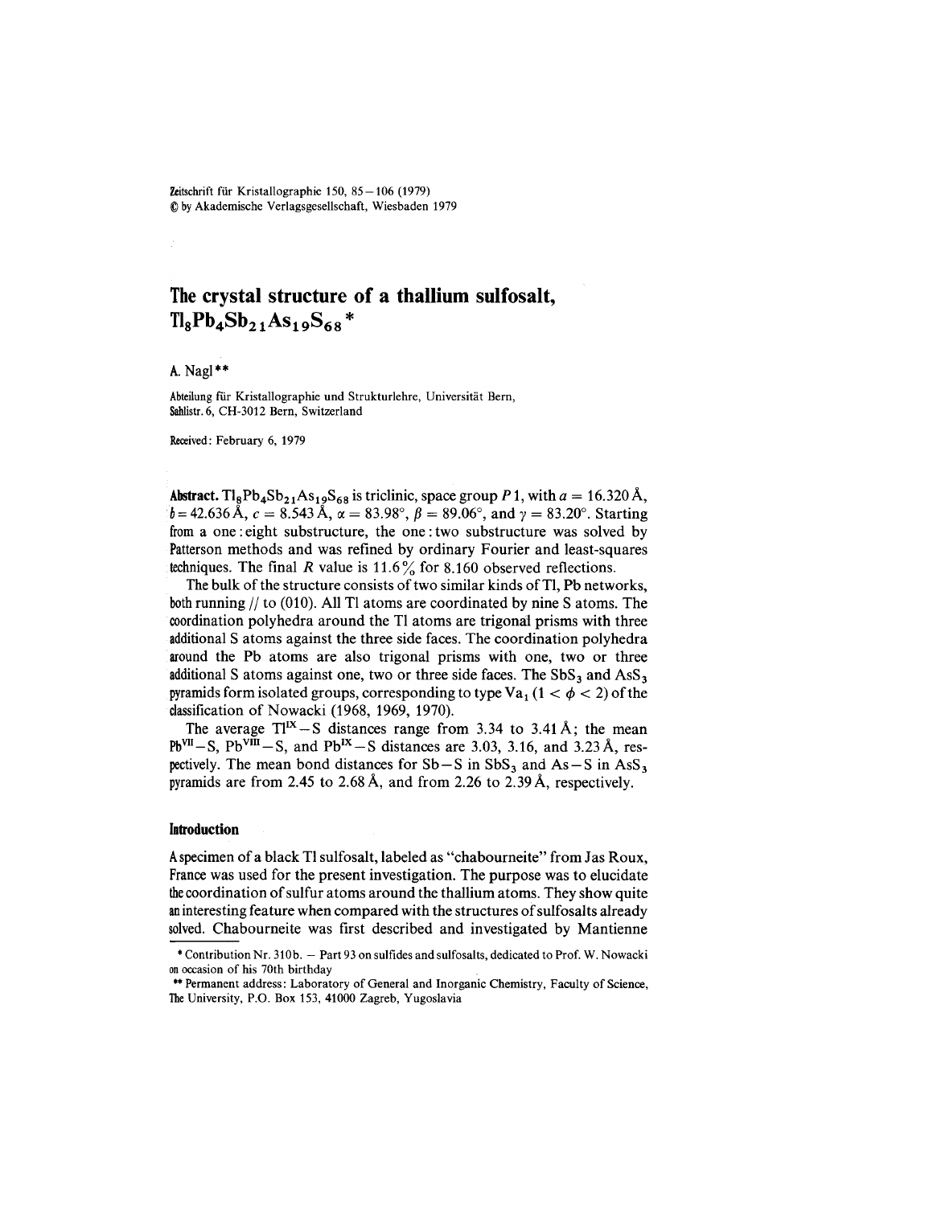# The crystal structure of a thallium sulfosalt, $Tl_8Pb_4Sb_{21}As_{19}S_{68}$ *

A. Nagl **

Abteilung für Kristallographie und Strukturlehre, Universität Bern, Sahlistr. 6, CH-3012 Bern, Switzerland

Received: February 6, 1979

**Abstract.** $Tl_8Pb_4Sb_{21}As_{19}S_{68}$ is triclinic, space group $P1$, with $a = 16.320$ Å, $b = 42.636$ Å, $c = 8.543$ Å, $\alpha = 83.98°$, $\beta = 89.06°$, and $\gamma = 83.20°$. Starting from a one : eight substructure, the one : two substructure was solved by Patterson methods and was refined by ordinary Fourier and least-squares techniques. The final $R$ value is 11.6% for 8.160 observed reflections.

The bulk of the structure consists of two similar kinds of Tl, Pb networks, both running // to (010). All Tl atoms are coordinated by nine S atoms. The coordination polyhedra around the Tl atoms are trigonal prisms with three additional S atoms against the three side faces. The coordination polyhedra around the Pb atoms are also trigonal prisms with one, two or three additional S atoms against one, two or three side faces. The $SbS_3$ and $AsS_3$ pyramids form isolated groups, corresponding to type $Va_1$ ($1 < \phi < 2$) of the classification of Nowacki (1968, 1969, 1970).

The average $Tl^{IX}-S$ distances range from 3.34 to 3.41 Å; the mean $Pb^{VII}-S$, $Pb^{VIII}-S$, and $Pb^{IX}-S$ distances are 3.03, 3.16, and 3.23 Å, respectively. The mean bond distances for Sb–S in $SbS_3$ and As–S in $AsS_3$ pyramids are from 2.45 to 2.68 Å, and from 2.26 to 2.39 Å, respectively.

## Introduction

A specimen of a black Tl sulfosalt, labeled as "chabourneite" from Jas Roux, France was used for the present investigation. The purpose was to elucidate the coordination of sulfur atoms around the thallium atoms. They show quite an interesting feature when compared with the structures of sulfosalts already solved. Chabourneite was first described and investigated by Mantienne

* Contribution Nr. 310b. – Part 93 on sulfides and sulfosalts, dedicated to Prof. W. Nowacki on occasion of his 70th birthday

** Permanent address: Laboratory of General and Inorganic Chemistry, Faculty of Science, The University, P.O. Box 153, 41000 Zagreb, Yugoslavia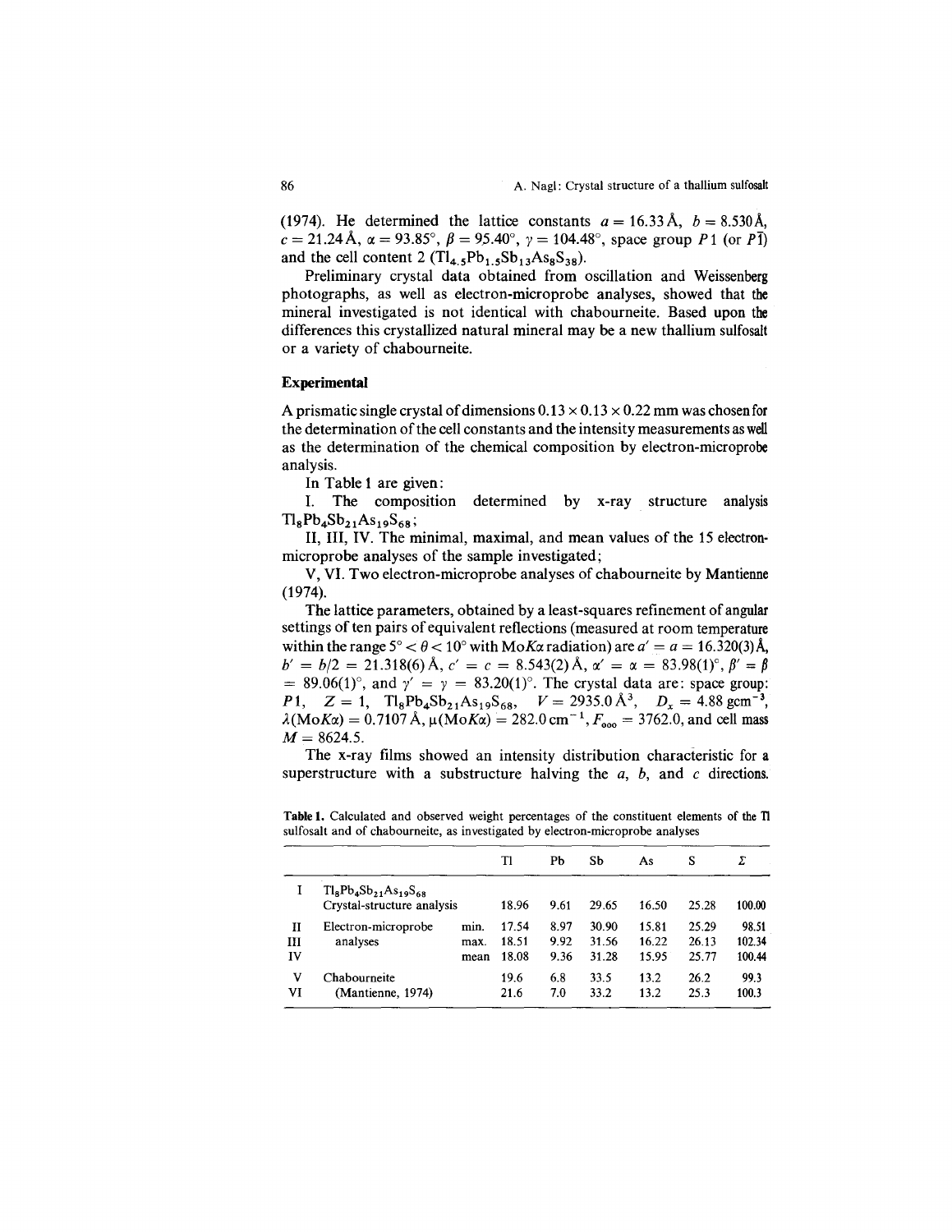(1974). He determined the lattice constants $a = 16.33$ Å, $b = 8.530$ Å, $c = 21.24$ Å, $\alpha = 93.85°$, $\beta = 95.40°$, $\gamma = 104.48°$, space group $P1$ (or $P\bar{1}$) and the cell content 2 ($Tl_{4.5}Pb_{1.5}Sb_{13}As_8S_{38}$).

Preliminary crystal data obtained from oscillation and Weissenberg photographs, as well as electron-microprobe analyses, showed that the mineral investigated is not identical with chabourneite. Based upon the differences this crystallized natural mineral may be a new thallium sulfosalt or a variety of chabourneite.

## Experimental

A prismatic single crystal of dimensions 0.13 × 0.13 × 0.22 mm was chosen for the determination of the cell constants and the intensity measurements as well as the determination of the chemical composition by electron-microprobe analysis.

In Table 1 are given:

I. The composition determined by x-ray structure analysis $Tl_8Pb_4Sb_{21}As_{19}S_{68}$;

II, III, IV. The minimal, maximal, and mean values of the 15 electron-microprobe analyses of the sample investigated;

V, VI. Two electron-microprobe analyses of chabourneite by Mantienne (1974).

The lattice parameters, obtained by a least-squares refinement of angular settings of ten pairs of equivalent reflections (measured at room temperature within the range $5° < \theta < 10°$ with Mo$K\alpha$ radiation) are $a' = a = 16.320(3)$ Å, $b' = b/2 = 21.318(6)$ Å, $c' = c = 8.543(2)$ Å, $\alpha' = \alpha = 83.98(1)°$, $\beta' = \beta = 89.06(1)°$, and $\gamma' = \gamma = 83.20(1)°$. The crystal data are: space group: $P1$, $Z = 1$, $Tl_8Pb_4Sb_{21}As_{19}S_{68}$, $V = 2935.0$ Å$^3$, $D_x = 4.88$ gcm$^{-3}$, $\lambda(\text{Mo}K\alpha) = 0.7107$ Å, $\mu(\text{Mo}K\alpha) = 282.0$ cm$^{-1}$, $F_{000} = 3762.0$, and cell mass $M = 8624.5$.

The x-ray films showed an intensity distribution characteristic for a superstructure with a substructure halving the $a$, $b$, and $c$ directions.

**Table 1.** Calculated and observed weight percentages of the constituent elements of the Tl sulfosalt and of chabourneite, as investigated by electron-microprobe analyses

| | | | Tl | Pb | Sb | As | S | Σ |
|---|---|---|---|---|---|---|---|---|
| I | $Tl_8Pb_4Sb_{21}As_{19}S_{68}$ Crystal-structure analysis | | 18.96 | 9.61 | 29.65 | 16.50 | 25.28 | 100.00 |
| II | Electron-microprobe analyses | min. | 17.54 | 8.97 | 30.90 | 15.81 | 25.29 | 98.51 |
| III | | max. | 18.51 | 9.92 | 31.56 | 16.22 | 26.13 | 102.34 |
| IV | | mean | 18.08 | 9.36 | 31.28 | 15.95 | 25.77 | 100.44 |
| V | Chabourneite (Mantienne, 1974) | | 19.6 | 6.8 | 33.5 | 13.2 | 26.2 | 99.3 |
| VI | | | 21.6 | 7.0 | 33.2 | 13.2 | 25.3 | 100.3 |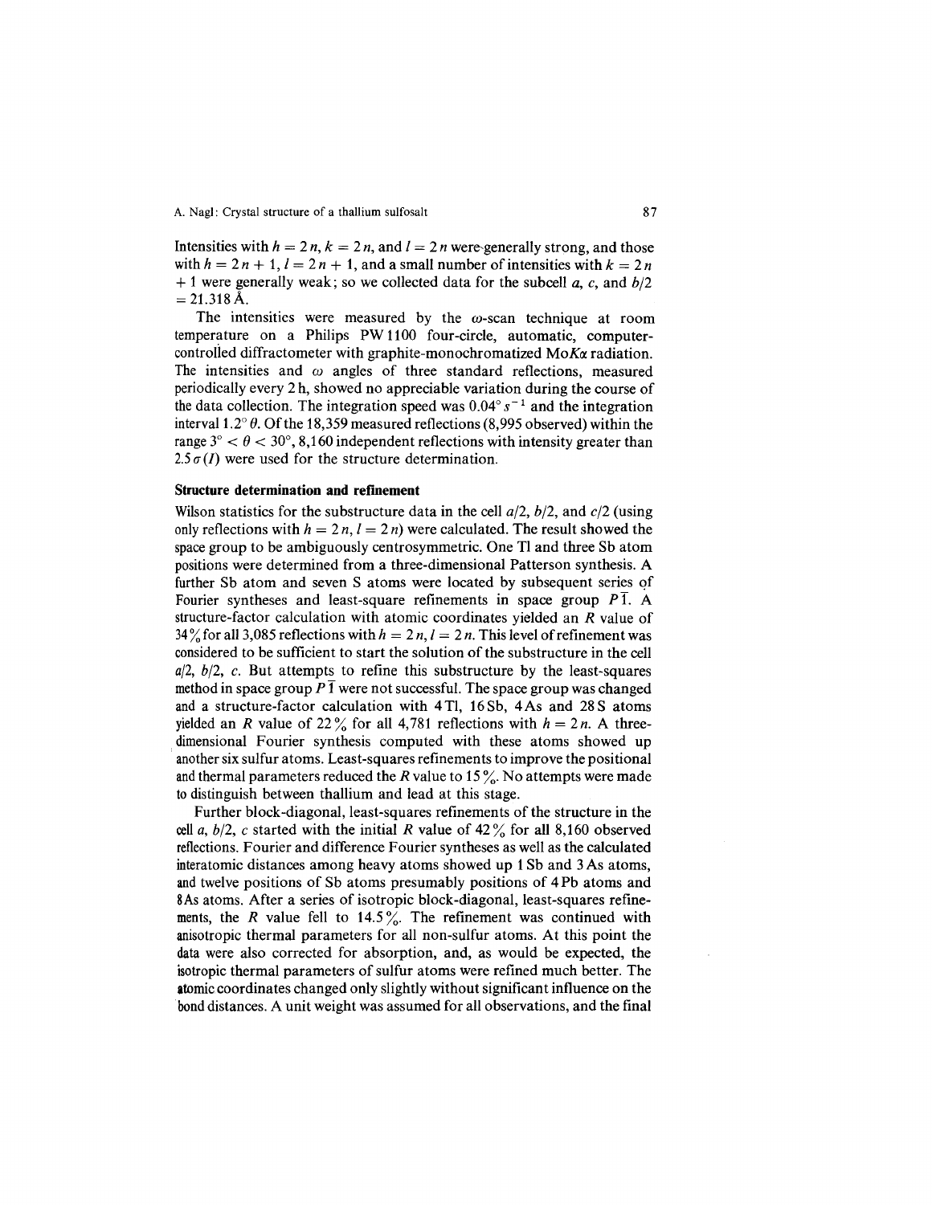Intensities with $h = 2n$, $k = 2n$, and $l = 2n$ were generally strong, and those with $h = 2n + 1$, $l = 2n + 1$, and a small number of intensities with $k = 2n + 1$ were generally weak; so we collected data for the subcell $a$, $c$, and $b/2 = 21.318$ Å.

The intensities were measured by the $\omega$-scan technique at room temperature on a Philips PW 1100 four-circle, automatic, computer-controlled diffractometer with graphite-monochromatized Mo$K\alpha$ radiation. The intensities and $\omega$ angles of three standard reflections, measured periodically every 2 h, showed no appreciable variation during the course of the data collection. The integration speed was $0.04° s^{-1}$ and the integration interval $1.2° \theta$. Of the 18,359 measured reflections (8,995 observed) within the range $3° < \theta < 30°$, 8,160 independent reflections with intensity greater than $2.5\,\sigma(I)$ were used for the structure determination.

## Structure determination and refinement

Wilson statistics for the substructure data in the cell $a/2$, $b/2$, and $c/2$ (using only reflections with $h = 2n$, $l = 2n$) were calculated. The result showed the space group to be ambiguously centrosymmetric. One Tl and three Sb atom positions were determined from a three-dimensional Patterson synthesis. A further Sb atom and seven S atoms were located by subsequent series of Fourier syntheses and least-square refinements in space group $P\bar{1}$. A structure-factor calculation with atomic coordinates yielded an $R$ value of 34% for all 3,085 reflections with $h = 2n$, $l = 2n$. This level of refinement was considered to be sufficient to start the solution of the substructure in the cell $a/2$, $b/2$, $c$. But attempts to refine this substructure by the least-squares method in space group $P\bar{1}$ were not successful. The space group was changed and a structure-factor calculation with 4 Tl, 16 Sb, 4 As and 28 S atoms yielded an $R$ value of 22% for all 4,781 reflections with $h = 2n$. A three-dimensional Fourier synthesis computed with these atoms showed up another six sulfur atoms. Least-squares refinements to improve the positional and thermal parameters reduced the $R$ value to 15%. No attempts were made to distinguish between thallium and lead at this stage.

Further block-diagonal, least-squares refinements of the structure in the cell $a$, $b/2$, $c$ started with the initial $R$ value of 42% for all 8,160 observed reflections. Fourier and difference Fourier syntheses as well as the calculated interatomic distances among heavy atoms showed up 1 Sb and 3 As atoms, and twelve positions of Sb atoms presumably positions of 4 Pb atoms and 8 As atoms. After a series of isotropic block-diagonal, least-squares refinements, the $R$ value fell to 14.5%. The refinement was continued with anisotropic thermal parameters for all non-sulfur atoms. At this point the data were also corrected for absorption, and, as would be expected, the isotropic thermal parameters of sulfur atoms were refined much better. The atomic coordinates changed only slightly without significant influence on the bond distances. A unit weight was assumed for all observations, and the final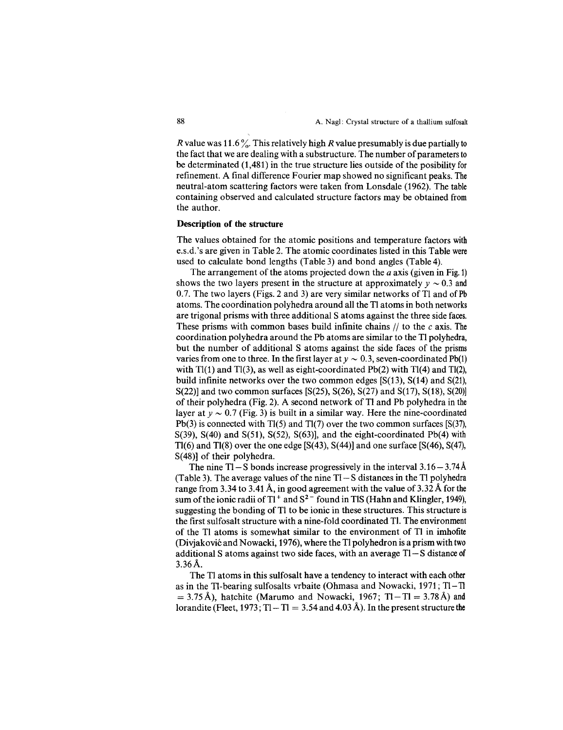*R* value was 11.6 %. This relatively high *R* value presumably is due partially to the fact that we are dealing with a substructure. The number of parameters to be determined (1,481) in the true structure lies outside of the posibility for refinement. A final difference Fourier map showed no significant peaks. The neutral-atom scattering factors were taken from Lonsdale (1962). The table containing observed and calculated structure factors may be obtained from the author.

## Description of the structure

The values obtained for the atomic positions and temperature factors with e.s.d.'s are given in Table 2. The atomic coordinates listed in this Table were used to calculate bond lengths (Table 3) and bond angles (Table 4).

The arrangement of the atoms projected down the *a* axis (given in Fig. 1) shows the two layers present in the structure at approximately $y \sim 0.3$ and 0.7. The two layers (Figs. 2 and 3) are very similar networks of Tl and of Pb atoms. The coordination polyhedra around all the Tl atoms in both networks are trigonal prisms with three additional S atoms against the three side faces. These prisms with common bases build infinite chains // to the *c* axis. The coordination polyhedra around the Pb atoms are similar to the Tl polyhedra, but the number of additional S atoms against the side faces of the prisms varies from one to three. In the first layer at $y \sim 0.3$, seven-coordinated Pb(1) with Tl(1) and Tl(3), as well as eight-coordinated Pb(2) with Tl(4) and Tl(2), build infinite networks over the two common edges [S(13), S(14) and S(21), S(22)] and two common surfaces [S(25), S(26), S(27) and S(17), S(18), S(20)] of their polyhedra (Fig. 2). A second network of Tl and Pb polyhedra in the layer at $y \sim 0.7$ (Fig. 3) is built in a similar way. Here the nine-coordinated Pb(3) is connected with Tl(5) and Tl(7) over the two common surfaces [S(37), S(39), S(40) and S(51), S(52), S(63)], and the eight-coordinated Pb(4) with Tl(6) and Tl(8) over the one edge [S(43), S(44)] and one surface [S(46), S(47), S(48)] of their polyhedra.

The nine Tl – S bonds increase progressively in the interval 3.16 – 3.74 Å (Table 3). The average values of the nine Tl – S distances in the Tl polyhedra range from 3.34 to 3.41 Å, in good agreement with the value of 3.32 Å for the sum of the ionic radii of $Tl^+$ and $S^{2-}$ found in TlS (Hahn and Klingler, 1949), suggesting the bonding of Tl to be ionic in these structures. This structure is the first sulfosalt structure with a nine-fold coordinated Tl. The environment of the Tl atoms is somewhat similar to the environment of Tl in imhofite (Divjaković and Nowacki, 1976), where the Tl polyhedron is a prism with two additional S atoms against two side faces, with an average Tl – S distance of 3.36 Å.

The Tl atoms in this sulfosalt have a tendency to interact with each other as in the Tl-bearing sulfosalts vrbaite (Ohmasa and Nowacki, 1971; Tl – Tl = 3.75 Å), hatchite (Marumo and Nowacki, 1967; Tl – Tl = 3.78 Å) and lorandite (Fleet, 1973; Tl – Tl = 3.54 and 4.03 Å). In the present structure the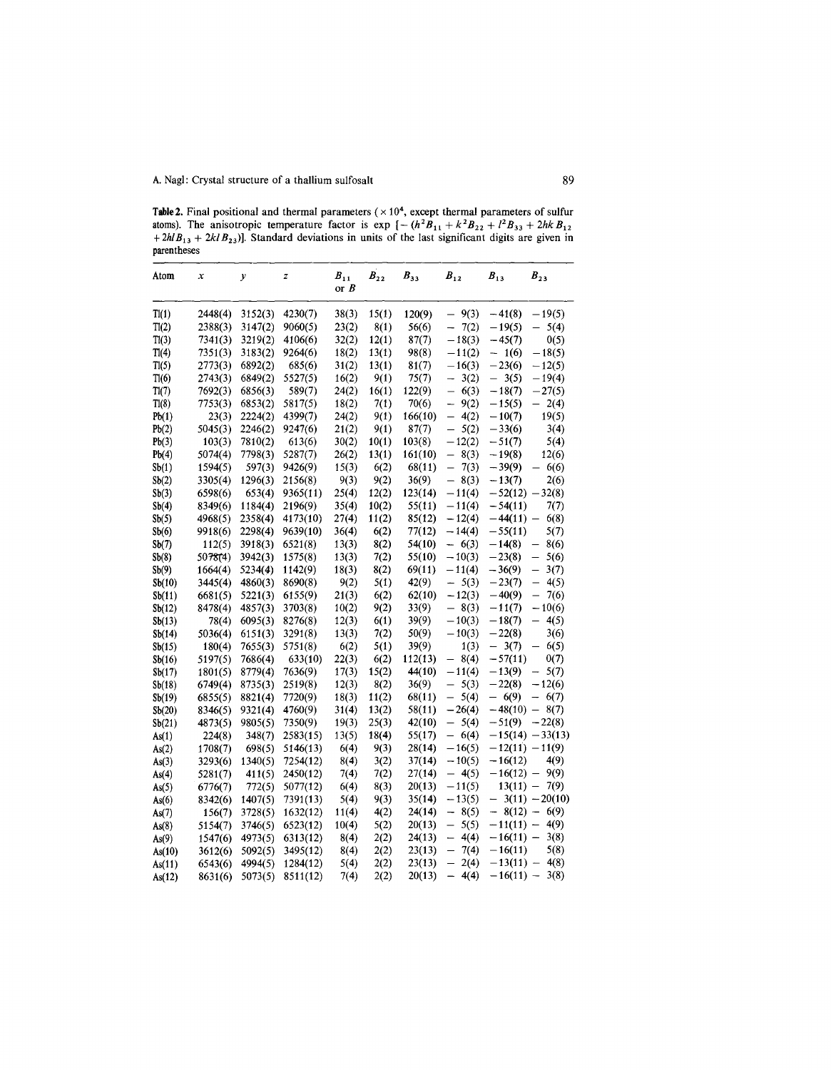**Table 2.** Final positional and thermal parameters ($\times 10^4$, except thermal parameters of sulfur atoms). The anisotropic temperature factor is $\exp\left[-\left(h^2B_{11}+k^2B_{22}+l^2B_{33}+2hkB_{12}+2hlB_{13}+2klB_{23}\right)\right]$. Standard deviations in units of the last significant digits are given in parentheses

| Atom | $x$ | $y$ | $z$ | $B_{11}$ or $B$ | $B_{22}$ | $B_{33}$ | $B_{12}$ | $B_{13}$ | $B_{23}$ |
|---|---|---|---|---|---|---|---|---|---|
| Tl(1) | 2448(4) | 3152(3) | 4230(7) | 38(3) | 15(1) | 120(9) | − 9(3) | −41(8) | −19(5) |
| Tl(2) | 2388(3) | 3147(2) | 9060(5) | 23(2) | 8(1) | 56(6) | − 7(2) | −19(5) | − 5(4) |
| Tl(3) | 7341(3) | 3219(2) | 4106(6) | 32(2) | 12(1) | 87(7) | −18(3) | −45(7) | 0(5) |
| Tl(4) | 7351(3) | 3183(2) | 9264(6) | 18(2) | 13(1) | 98(8) | −11(2) | − 1(6) | −18(5) |
| Tl(5) | 2773(3) | 6892(2) | 685(6) | 31(2) | 13(1) | 81(7) | −16(3) | −23(6) | −12(5) |
| Tl(6) | 2743(3) | 6849(2) | 5527(5) | 16(2) | 9(1) | 75(7) | − 3(2) | − 3(5) | −19(4) |
| Tl(7) | 7692(3) | 6856(3) | 589(7) | 24(2) | 16(1) | 122(9) | − 6(3) | −18(7) | −27(5) |
| Tl(8) | 7753(3) | 6853(2) | 5817(5) | 18(2) | 7(1) | 70(6) | − 9(2) | −15(5) | − 2(4) |
| Pb(1) | 23(3) | 2224(2) | 4399(7) | 24(2) | 9(1) | 166(10) | − 4(2) | −10(7) | 19(5) |
| Pb(2) | 5045(3) | 2246(2) | 9247(6) | 21(2) | 9(1) | 87(7) | − 5(2) | −33(6) | 3(4) |
| Pb(3) | 103(3) | 7810(2) | 613(6) | 30(2) | 10(1) | 103(8) | −12(2) | −51(7) | 5(4) |
| Pb(4) | 5074(4) | 7798(3) | 5287(7) | 26(2) | 13(1) | 161(10) | − 8(3) | −19(8) | 12(6) |
| Sb(1) | 1594(5) | 597(3) | 9426(9) | 15(3) | 6(2) | 68(11) | − 7(3) | −39(9) | − 6(6) |
| Sb(2) | 3305(4) | 1296(3) | 2156(8) | 9(3) | 9(2) | 36(9) | − 8(3) | −13(7) | 2(6) |
| Sb(3) | 6598(6) | 653(4) | 9365(11) | 25(4) | 12(2) | 123(14) | −11(4) | −52(12) | −32(8) |
| Sb(4) | 8349(6) | 1184(4) | 2196(9) | 35(4) | 10(2) | 55(11) | −11(4) | −54(11) | 7(7) |
| Sb(5) | 4968(5) | 2358(4) | 4173(10) | 27(4) | 11(2) | 85(12) | −12(4) | −44(11) | − 6(8) |
| Sb(6) | 9918(6) | 2298(4) | 9639(10) | 36(4) | 6(2) | 77(12) | −14(4) | −55(11) | 5(7) |
| Sb(7) | 112(5) | 3918(3) | 6521(8) | 13(3) | 8(2) | 54(10) | − 6(3) | −14(8) | − 8(6) |
| Sb(8) | 5078(4) | 3942(3) | 1575(8) | 13(3) | 7(2) | 55(10) | −10(3) | −23(8) | − 5(6) |
| Sb(9) | 1664(4) | 5234(4) | 1142(9) | 18(3) | 8(2) | 69(11) | −11(4) | −36(9) | − 3(7) |
| Sb(10) | 3445(4) | 4860(3) | 8690(8) | 9(2) | 5(1) | 42(9) | − 5(3) | −23(7) | − 4(5) |
| Sb(11) | 6681(5) | 5221(3) | 6155(9) | 21(3) | 6(2) | 62(10) | −12(3) | −40(9) | − 7(6) |
| Sb(12) | 8478(4) | 4857(3) | 3703(8) | 10(2) | 9(2) | 33(9) | − 8(3) | −11(7) | −10(6) |
| Sb(13) | 78(4) | 6095(3) | 8276(8) | 12(3) | 6(1) | 39(9) | −10(3) | −18(7) | − 4(5) |
| Sb(14) | 5036(4) | 6151(3) | 3291(8) | 13(3) | 7(2) | 50(9) | −10(3) | −22(8) | 3(6) |
| Sb(15) | 180(4) | 7655(3) | 5751(8) | 6(2) | 5(1) | 39(9) | 1(3) | − 3(7) | − 6(5) |
| Sb(16) | 5197(5) | 7686(4) | 633(10) | 22(3) | 6(2) | 112(13) | − 8(4) | −57(11) | 0(7) |
| Sb(17) | 1801(5) | 8779(4) | 7636(9) | 17(3) | 15(2) | 44(10) | −11(4) | −13(9) | − 5(7) |
| Sb(18) | 6749(4) | 8735(3) | 2519(8) | 12(3) | 8(2) | 36(9) | − 5(3) | −22(8) | −12(6) |
| Sb(19) | 6855(5) | 8821(4) | 7720(9) | 18(3) | 11(2) | 68(11) | − 5(4) | − 6(9) | − 6(7) |
| Sb(20) | 8346(5) | 9321(4) | 4760(9) | 31(4) | 13(2) | 58(11) | −26(4) | −48(10) | − 8(7) |
| Sb(21) | 4873(5) | 9805(5) | 7350(9) | 19(3) | 25(3) | 42(10) | − 5(4) | −51(9) | −22(8) |
| As(1) | 224(8) | 348(7) | 2583(15) | 13(5) | 18(4) | 55(17) | − 6(4) | −15(14) | −33(13) |
| As(2) | 1708(7) | 698(5) | 5146(13) | 6(4) | 9(3) | 28(14) | −16(5) | −12(11) | −11(9) |
| As(3) | 3293(6) | 1340(5) | 7254(12) | 8(4) | 3(2) | 37(14) | −10(5) | −16(12) | 4(9) |
| As(4) | 5281(7) | 411(5) | 2450(12) | 7(4) | 7(2) | 27(14) | − 4(5) | −16(12) | − 9(9) |
| As(5) | 6776(7) | 772(5) | 5077(12) | 6(4) | 8(3) | 20(13) | −11(5) | 13(11) | − 7(9) |
| As(6) | 8342(6) | 1407(5) | 7391(13) | 5(4) | 9(3) | 35(14) | −13(5) | − 3(11) | −20(10) |
| As(7) | 156(7) | 3728(5) | 1632(12) | 11(4) | 4(2) | 24(14) | − 8(5) | − 8(12) | − 6(9) |
| As(8) | 5154(7) | 3746(5) | 6523(12) | 10(4) | 5(2) | 20(13) | − 5(5) | −11(11) | − 4(9) |
| As(9) | 1547(6) | 4973(5) | 6313(12) | 8(4) | 2(2) | 24(13) | − 4(4) | −16(11) | − 3(8) |
| As(10) | 3612(6) | 5092(5) | 3495(12) | 8(4) | 2(2) | 23(13) | − 7(4) | −16(11) | 5(8) |
| As(11) | 6543(6) | 4994(5) | 1284(12) | 5(4) | 2(2) | 23(13) | − 2(4) | −13(11) | − 4(8) |
| As(12) | 8631(6) | 5073(5) | 8511(12) | 7(4) | 2(2) | 20(13) | − 4(4) | −16(11) | − 3(8) |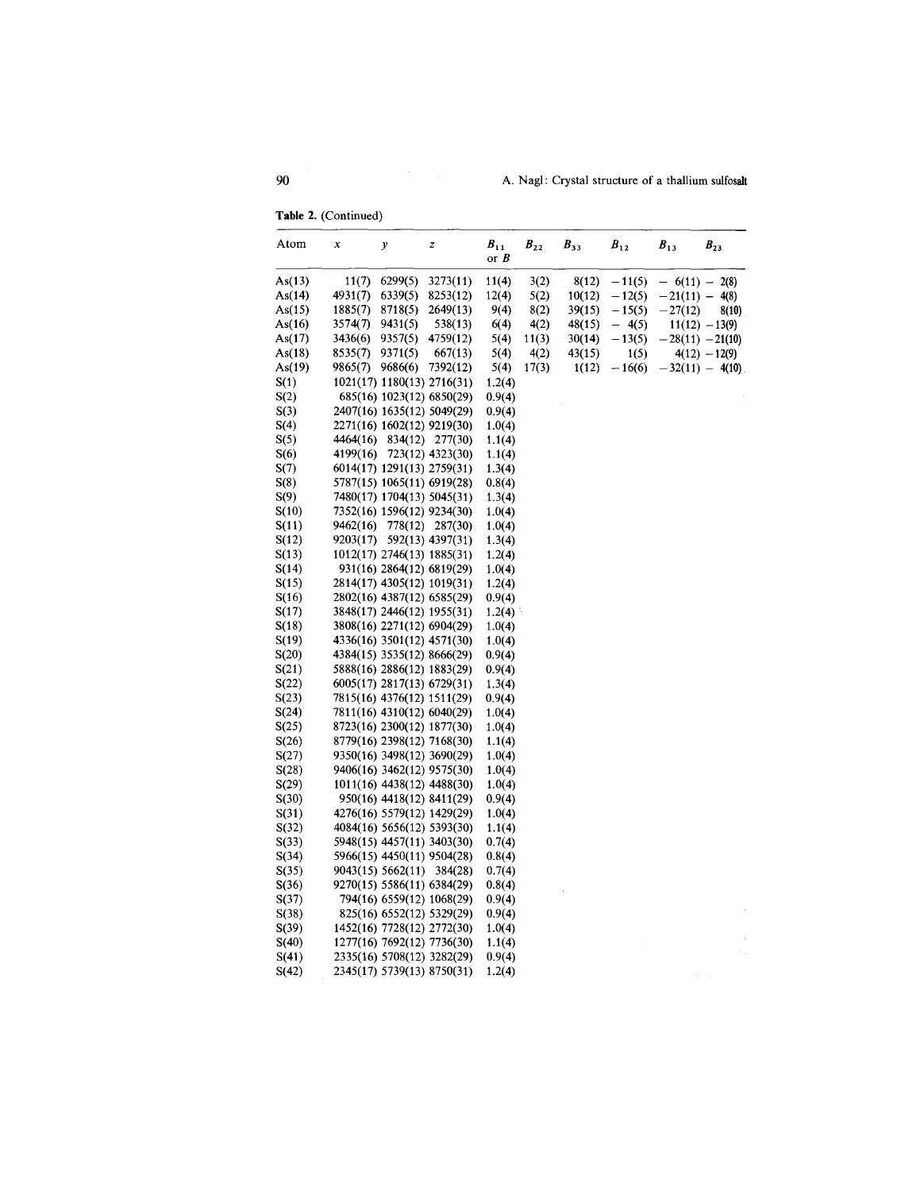**Table 2.** (Continued)

| Atom | $x$ | $y$ | $z$ | $B_{11}$ or $B$ | $B_{22}$ | $B_{33}$ | $B_{12}$ | $B_{13}$ | $B_{23}$ |
|---|---|---|---|---|---|---|---|---|---|
| As(13) | 11(7) | 6299(5) | 3273(11) | 11(4) | 3(2) | 8(12) | −11(5) | − 6(11) | − 2(8) |
| As(14) | 4931(7) | 6339(5) | 8253(12) | 12(4) | 5(2) | 10(12) | −12(5) | −21(11) | − 4(8) |
| As(15) | 1885(7) | 8718(5) | 2649(13) | 9(4) | 8(2) | 39(15) | −15(5) | −27(12) | 8(10) |
| As(16) | 3574(7) | 9431(5) | 538(13) | 6(4) | 4(2) | 48(15) | − 4(5) | 11(12) | −13(9) |
| As(17) | 3436(6) | 9357(5) | 4759(12) | 5(4) | 11(3) | 30(14) | −13(5) | −28(11) | −21(10) |
| As(18) | 8535(7) | 9371(5) | 667(13) | 5(4) | 4(2) | 43(15) | 1(5) | 4(12) | −12(9) |
| As(19) | 9865(7) | 9686(6) | 7392(12) | 5(4) | 17(3) | 1(12) | −16(6) | −32(11) | − 4(10) |
| S(1) | 1021(17) | 1180(13) | 2716(31) | 1.2(4) | | | | | |
| S(2) | 685(16) | 1023(12) | 6850(29) | 0.9(4) | | | | | |
| S(3) | 2407(16) | 1635(12) | 5049(29) | 0.9(4) | | | | | |
| S(4) | 2271(16) | 1602(12) | 9219(30) | 1.0(4) | | | | | |
| S(5) | 4464(16) | 834(12) | 277(30) | 1.1(4) | | | | | |
| S(6) | 4199(16) | 723(12) | 4323(30) | 1.1(4) | | | | | |
| S(7) | 6014(17) | 1291(13) | 2759(31) | 1.3(4) | | | | | |
| S(8) | 5787(15) | 1065(11) | 6919(28) | 0.8(4) | | | | | |
| S(9) | 7480(17) | 1704(13) | 5045(31) | 1.3(4) | | | | | |
| S(10) | 7352(16) | 1596(12) | 9234(30) | 1.0(4) | | | | | |
| S(11) | 9462(16) | 778(12) | 287(30) | 1.0(4) | | | | | |
| S(12) | 9203(17) | 592(13) | 4397(31) | 1.3(4) | | | | | |
| S(13) | 1012(17) | 2746(13) | 1885(31) | 1.2(4) | | | | | |
| S(14) | 931(16) | 2864(12) | 6819(29) | 1.0(4) | | | | | |
| S(15) | 2814(17) | 4305(12) | 1019(31) | 1.2(4) | | | | | |
| S(16) | 2802(16) | 4387(12) | 6585(29) | 0.9(4) | | | | | |
| S(17) | 3848(17) | 2446(12) | 1955(31) | 1.2(4) | | | | | |
| S(18) | 3808(16) | 2271(12) | 6904(29) | 1.0(4) | | | | | |
| S(19) | 4336(16) | 3501(12) | 4571(30) | 1.0(4) | | | | | |
| S(20) | 4384(15) | 3535(12) | 8666(29) | 0.9(4) | | | | | |
| S(21) | 5888(16) | 2886(12) | 1883(29) | 0.9(4) | | | | | |
| S(22) | 6005(17) | 2817(13) | 6729(31) | 1.3(4) | | | | | |
| S(23) | 7815(16) | 4376(12) | 1511(29) | 0.9(4) | | | | | |
| S(24) | 7811(16) | 4310(12) | 6040(29) | 1.0(4) | | | | | |
| S(25) | 8723(16) | 2300(12) | 1877(30) | 1.0(4) | | | | | |
| S(26) | 8779(16) | 2398(12) | 7168(30) | 1.1(4) | | | | | |
| S(27) | 9350(16) | 3498(12) | 3690(29) | 1.0(4) | | | | | |
| S(28) | 9406(16) | 3462(12) | 9575(30) | 1.0(4) | | | | | |
| S(29) | 1011(16) | 4438(12) | 4488(30) | 1.0(4) | | | | | |
| S(30) | 950(16) | 4418(12) | 8411(29) | 0.9(4) | | | | | |
| S(31) | 4276(16) | 5579(12) | 1429(29) | 1.0(4) | | | | | |
| S(32) | 4084(16) | 5656(12) | 5393(30) | 1.1(4) | | | | | |
| S(33) | 5948(15) | 4457(11) | 3403(30) | 0.7(4) | | | | | |
| S(34) | 5966(15) | 4450(11) | 9504(28) | 0.8(4) | | | | | |
| S(35) | 9043(15) | 5662(11) | 384(28) | 0.7(4) | | | | | |
| S(36) | 9270(15) | 5586(11) | 6384(29) | 0.8(4) | | | | | |
| S(37) | 794(16) | 6559(12) | 1068(29) | 0.9(4) | | | | | |
| S(38) | 825(16) | 6552(12) | 5329(29) | 0.9(4) | | | | | |
| S(39) | 1452(16) | 7728(12) | 2772(30) | 1.0(4) | | | | | |
| S(40) | 1277(16) | 7692(12) | 7736(30) | 1.1(4) | | | | | |
| S(41) | 2335(16) | 5708(12) | 3282(29) | 0.9(4) | | | | | |
| S(42) | 2345(17) | 5739(13) | 8750(31) | 1.2(4) | | | | | |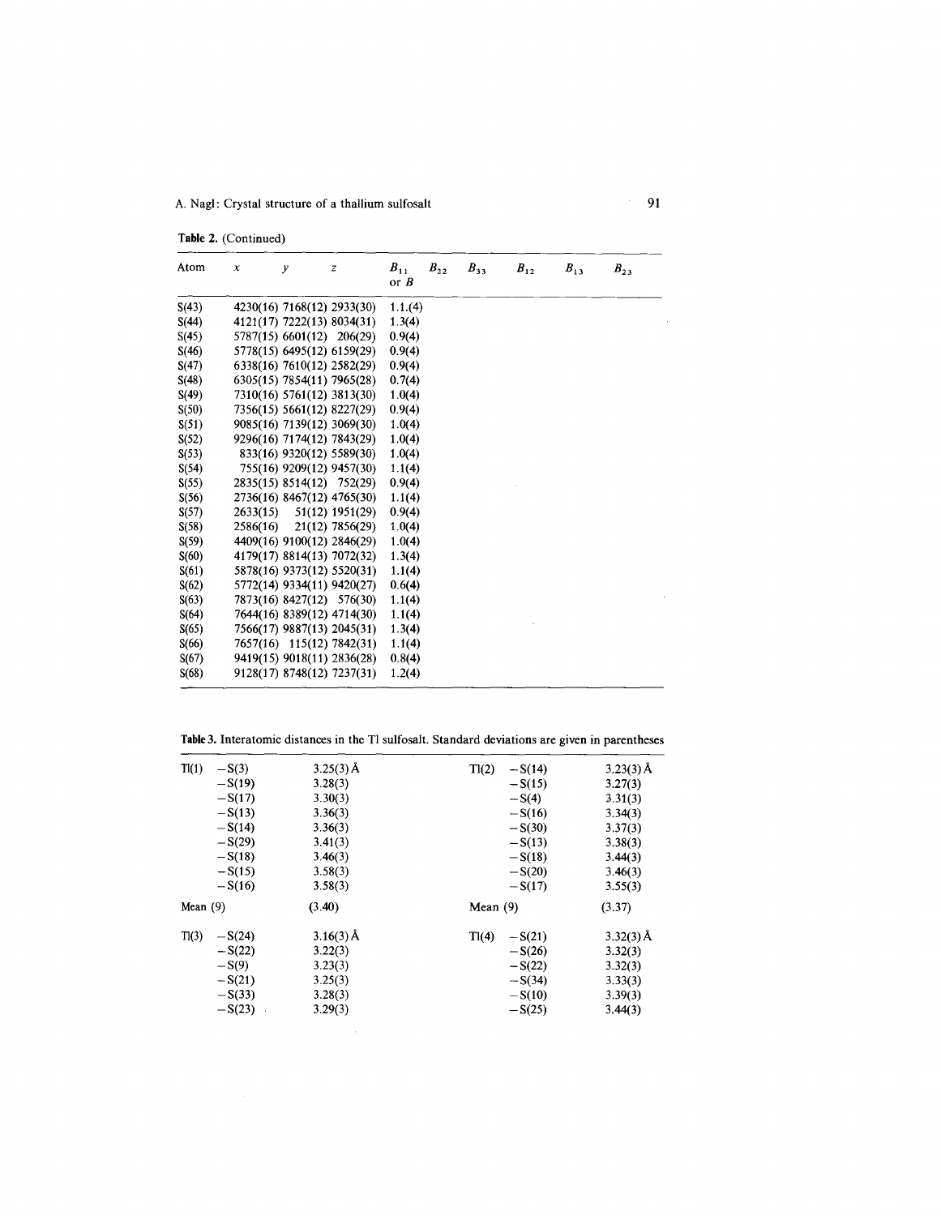**Table 2.** (Continued)

| Atom | $x$ | $y$ | $z$ | $B_{11}$ or $B$ | $B_{22}$ | $B_{33}$ | $B_{12}$ | $B_{13}$ | $B_{23}$ |
|---|---|---|---|---|---|---|---|---|---|
| S(43) | 4230(16) | 7168(12) | 2933(30) | 1.1.(4) | | | | | |
| S(44) | 4121(17) | 7222(13) | 8034(31) | 1.3(4) | | | | | |
| S(45) | 5787(15) | 6601(12) | 206(29) | 0.9(4) | | | | | |
| S(46) | 5778(15) | 6495(12) | 6159(29) | 0.9(4) | | | | | |
| S(47) | 6338(16) | 7610(12) | 2582(29) | 0.9(4) | | | | | |
| S(48) | 6305(15) | 7854(11) | 7965(28) | 0.7(4) | | | | | |
| S(49) | 7310(16) | 5761(12) | 3813(30) | 1.0(4) | | | | | |
| S(50) | 7356(15) | 5661(12) | 8227(29) | 0.9(4) | | | | | |
| S(51) | 9085(16) | 7139(12) | 3069(30) | 1.0(4) | | | | | |
| S(52) | 9296(16) | 7174(12) | 7843(29) | 1.0(4) | | | | | |
| S(53) | 833(16) | 9320(12) | 5589(30) | 1.0(4) | | | | | |
| S(54) | 755(16) | 9209(12) | 9457(30) | 1.1(4) | | | | | |
| S(55) | 2835(15) | 8514(12) | 752(29) | 0.9(4) | | | | | |
| S(56) | 2736(16) | 8467(12) | 4765(30) | 1.1(4) | | | | | |
| S(57) | 2633(15) | 51(12) | 1951(29) | 0.9(4) | | | | | |
| S(58) | 2586(16) | 21(12) | 7856(29) | 1.0(4) | | | | | |
| S(59) | 4409(16) | 9100(12) | 2846(29) | 1.0(4) | | | | | |
| S(60) | 4179(17) | 8814(13) | 7072(32) | 1.3(4) | | | | | |
| S(61) | 5878(16) | 9373(12) | 5520(31) | 1.1(4) | | | | | |
| S(62) | 5772(14) | 9334(11) | 9420(27) | 0.6(4) | | | | | |
| S(63) | 7873(16) | 8427(12) | 576(30) | 1.1(4) | | | | | |
| S(64) | 7644(16) | 8389(12) | 4714(30) | 1.1(4) | | | | | |
| S(65) | 7566(17) | 9887(13) | 2045(31) | 1.3(4) | | | | | |
| S(66) | 7657(16) | 115(12) | 7842(31) | 1.1(4) | | | | | |
| S(67) | 9419(15) | 9018(11) | 2836(28) | 0.8(4) | | | | | |
| S(68) | 9128(17) | 8748(12) | 7237(31) | 1.2(4) | | | | | |

**Table 3.** Interatomic distances in the Tl sulfosalt. Standard deviations are given in parentheses

| | | | | | |
|---|---|---|---|---|---|
| Tl(1) | –S(3) | 3.25(3) Å | Tl(2) | –S(14) | 3.23(3) Å |
| | –S(19) | 3.28(3) | | –S(15) | 3.27(3) |
| | –S(17) | 3.30(3) | | –S(4) | 3.31(3) |
| | –S(13) | 3.36(3) | | –S(16) | 3.34(3) |
| | –S(14) | 3.36(3) | | –S(30) | 3.37(3) |
| | –S(29) | 3.41(3) | | –S(13) | 3.38(3) |
| | –S(18) | 3.46(3) | | –S(18) | 3.44(3) |
| | –S(15) | 3.58(3) | | –S(20) | 3.46(3) |
| | –S(16) | 3.58(3) | | –S(17) | 3.55(3) |
| Mean (9) | | (3.40) | Mean (9) | | (3.37) |
| Tl(3) | –S(24) | 3.16(3) Å | Tl(4) | –S(21) | 3.32(3) Å |
| | –S(22) | 3.22(3) | | –S(26) | 3.32(3) |
| | –S(9) | 3.23(3) | | –S(22) | 3.32(3) |
| | –S(21) | 3.25(3) | | –S(34) | 3.33(3) |
| | –S(33) | 3.28(3) | | –S(10) | 3.39(3) |
| | –S(23) | 3.29(3) | | –S(25) | 3.44(3) |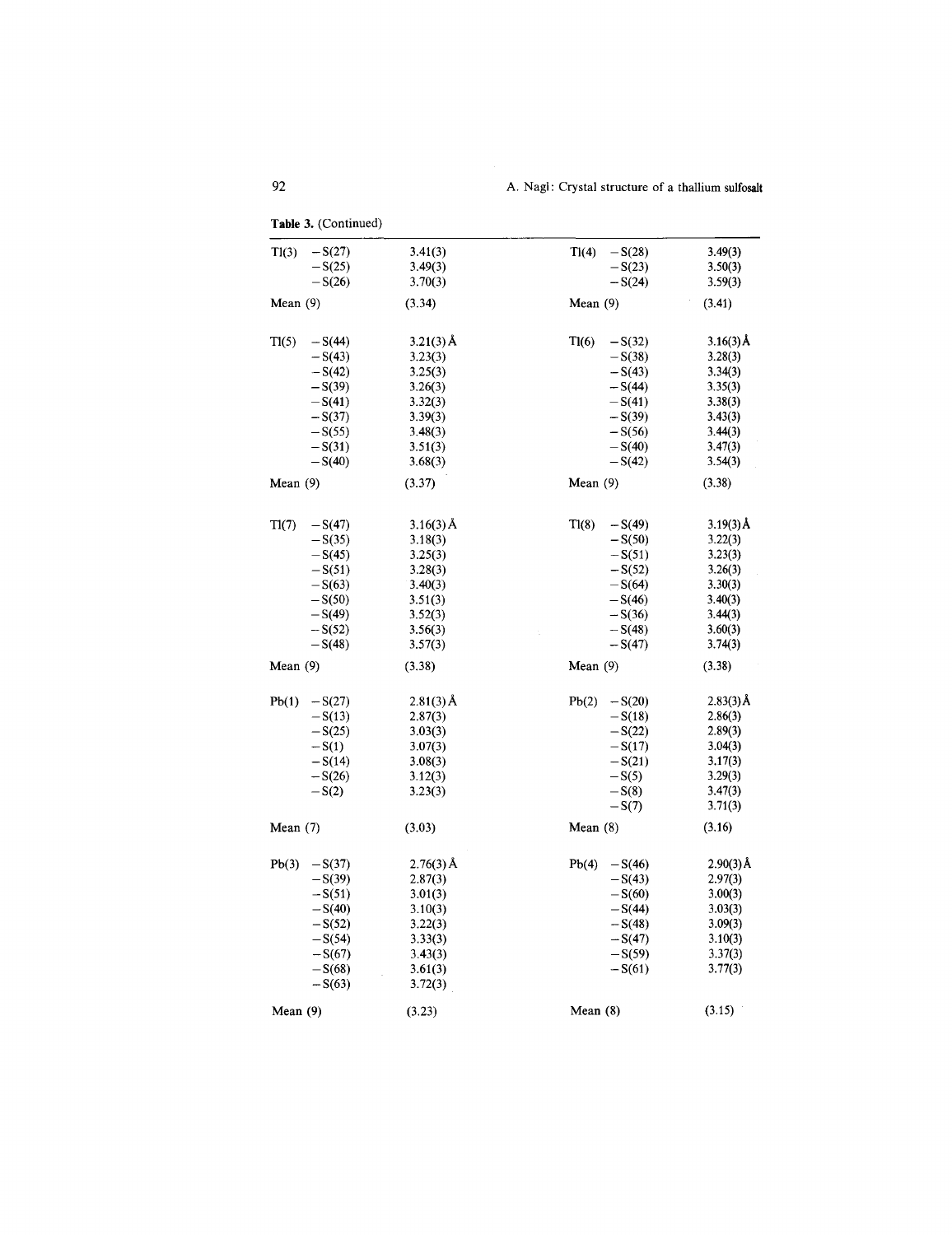**Table 3.** (Continued)

| | | | | |
|---|---|---|---|---|
| Tl(3) | –S(27) | 3.41(3) | Tl(4) –S(28) | 3.49(3) |
| | –S(25) | 3.49(3) | –S(23) | 3.50(3) |
| | –S(26) | 3.70(3) | –S(24) | 3.59(3) |
| Mean (9) | | (3.34) | Mean (9) | (3.41) |
| | | | | |
| Tl(5) | –S(44) | 3.21(3) Å | Tl(6) –S(32) | 3.16(3) Å |
| | –S(43) | 3.23(3) | –S(38) | 3.28(3) |
| | –S(42) | 3.25(3) | –S(43) | 3.34(3) |
| | –S(39) | 3.26(3) | –S(44) | 3.35(3) |
| | –S(41) | 3.32(3) | –S(41) | 3.38(3) |
| | –S(37) | 3.39(3) | –S(39) | 3.43(3) |
| | –S(55) | 3.48(3) | –S(56) | 3.44(3) |
| | –S(31) | 3.51(3) | –S(40) | 3.47(3) |
| | –S(40) | 3.68(3) | –S(42) | 3.54(3) |
| Mean (9) | | (3.37) | Mean (9) | (3.38) |
| | | | | |
| Tl(7) | –S(47) | 3.16(3) Å | Tl(8) –S(49) | 3.19(3) Å |
| | –S(35) | 3.18(3) | –S(50) | 3.22(3) |
| | –S(45) | 3.25(3) | –S(51) | 3.23(3) |
| | –S(51) | 3.28(3) | –S(52) | 3.26(3) |
| | –S(63) | 3.40(3) | –S(64) | 3.30(3) |
| | –S(50) | 3.51(3) | –S(46) | 3.40(3) |
| | –S(49) | 3.52(3) | –S(36) | 3.44(3) |
| | –S(52) | 3.56(3) | –S(48) | 3.60(3) |
| | –S(48) | 3.57(3) | –S(47) | 3.74(3) |
| Mean (9) | | (3.38) | Mean (9) | (3.38) |
| | | | | |
| Pb(1) | –S(27) | 2.81(3) Å | Pb(2) –S(20) | 2.83(3) Å |
| | –S(13) | 2.87(3) | –S(18) | 2.86(3) |
| | –S(25) | 3.03(3) | –S(22) | 2.89(3) |
| | –S(1) | 3.07(3) | –S(17) | 3.04(3) |
| | –S(14) | 3.08(3) | –S(21) | 3.17(3) |
| | –S(26) | 3.12(3) | –S(5) | 3.29(3) |
| | –S(2) | 3.23(3) | –S(8) | 3.47(3) |
| | | | –S(7) | 3.71(3) |
| Mean (7) | | (3.03) | Mean (8) | (3.16) |
| | | | | |
| Pb(3) | –S(37) | 2.76(3) Å | Pb(4) –S(46) | 2.90(3) Å |
| | –S(39) | 2.87(3) | –S(43) | 2.97(3) |
| | –S(51) | 3.01(3) | –S(60) | 3.00(3) |
| | –S(40) | 3.10(3) | –S(44) | 3.03(3) |
| | –S(52) | 3.22(3) | –S(48) | 3.09(3) |
| | –S(54) | 3.33(3) | –S(47) | 3.10(3) |
| | –S(67) | 3.43(3) | –S(59) | 3.37(3) |
| | –S(68) | 3.61(3) | –S(61) | 3.77(3) |
| | –S(63) | 3.72(3) | | |
| Mean (9) | | (3.23) | Mean (8) | (3.15) |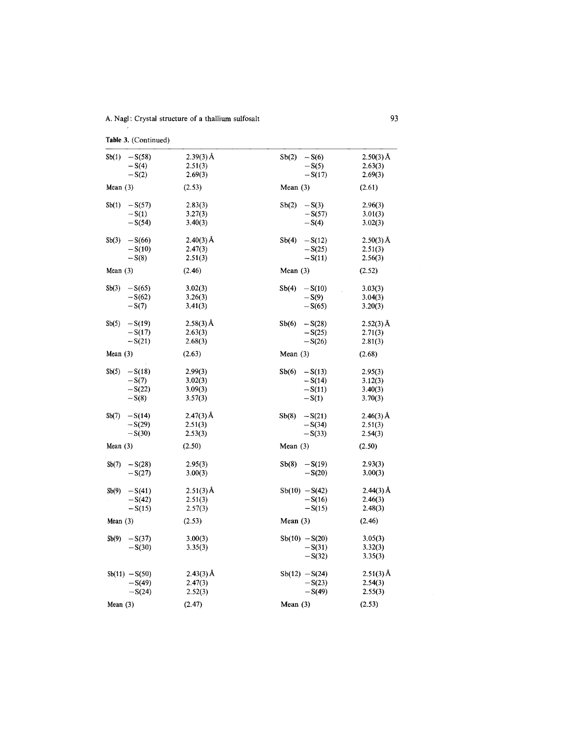**Table 3.** (Continued)

| | | | | | |
|---|---|---|---|---|---|
| Sb(1) | –S(58) | 2.39(3) Å | Sb(2) | –S(6) | 2.50(3) Å |
| | –S(4) | 2.51(3) | | –S(5) | 2.63(3) |
| | –S(2) | 2.69(3) | | –S(17) | 2.69(3) |
| Mean (3) | | (2.53) | Mean (3) | | (2.61) |
| Sb(1) | –S(57) | 2.83(3) | Sb(2) | –S(3) | 2.96(3) |
| | –S(1) | 3.27(3) | | –S(57) | 3.01(3) |
| | –S(54) | 3.40(3) | | –S(4) | 3.02(3) |
| Sb(3) | –S(66) | 2.40(3) Å | Sb(4) | –S(12) | 2.50(3) Å |
| | –S(10) | 2.47(3) | | –S(25) | 2.51(3) |
| | –S(8) | 2.51(3) | | –S(11) | 2.56(3) |
| Mean (3) | | (2.46) | Mean (3) | | (2.52) |
| Sb(3) | –S(65) | 3.02(3) | Sb(4) | –S(10) | 3.03(3) |
| | –S(62) | 3.26(3) | | –S(9) | 3.04(3) |
| | –S(7) | 3.41(3) | | –S(65) | 3.20(3) |
| Sb(5) | –S(19) | 2.58(3) Å | Sb(6) | –S(28) | 2.52(3) Å |
| | –S(17) | 2.63(3) | | –S(25) | 2.71(3) |
| | –S(21) | 2.68(3) | | –S(26) | 2.81(3) |
| Mean (3) | | (2.63) | Mean (3) | | (2.68) |
| Sb(5) | –S(18) | 2.99(3) | Sb(6) | –S(13) | 2.95(3) |
| | –S(7) | 3.02(3) | | –S(14) | 3.12(3) |
| | –S(22) | 3.09(3) | | –S(11) | 3.40(3) |
| | –S(8) | 3.57(3) | | –S(1) | 3.70(3) |
| Sb(7) | –S(14) | 2.47(3) Å | Sb(8) | –S(21) | 2.46(3) Å |
| | –S(29) | 2.51(3) | | –S(34) | 2.51(3) |
| | –S(30) | 2.53(3) | | –S(33) | 2.54(3) |
| Mean (3) | | (2.50) | Mean (3) | | (2.50) |
| Sb(7) | –S(28) | 2.95(3) | Sb(8) | –S(19) | 2.93(3) |
| | –S(27) | 3.00(3) | | –S(20) | 3.00(3) |
| Sb(9) | –S(41) | 2.51(3) Å | Sb(10) | –S(42) | 2.44(3) Å |
| | –S(42) | 2.51(3) | | –S(16) | 2.46(3) |
| | –S(15) | 2.57(3) | | –S(15) | 2.48(3) |
| Mean (3) | | (2.53) | Mean (3) | | (2.46) |
| Sb(9) | –S(37) | 3.00(3) | Sb(10) | –S(20) | 3.05(3) |
| | –S(30) | 3.35(3) | | –S(31) | 3.32(3) |
| | | | | –S(32) | 3.35(3) |
| Sb(11) | –S(50) | 2.43(3) Å | Sb(12) | –S(24) | 2.51(3) Å |
| | –S(49) | 2.47(3) | | –S(23) | 2.54(3) |
| | –S(24) | 2.52(3) | | –S(49) | 2.55(3) |
| Mean (3) | | (2.47) | Mean (3) | | (2.53) |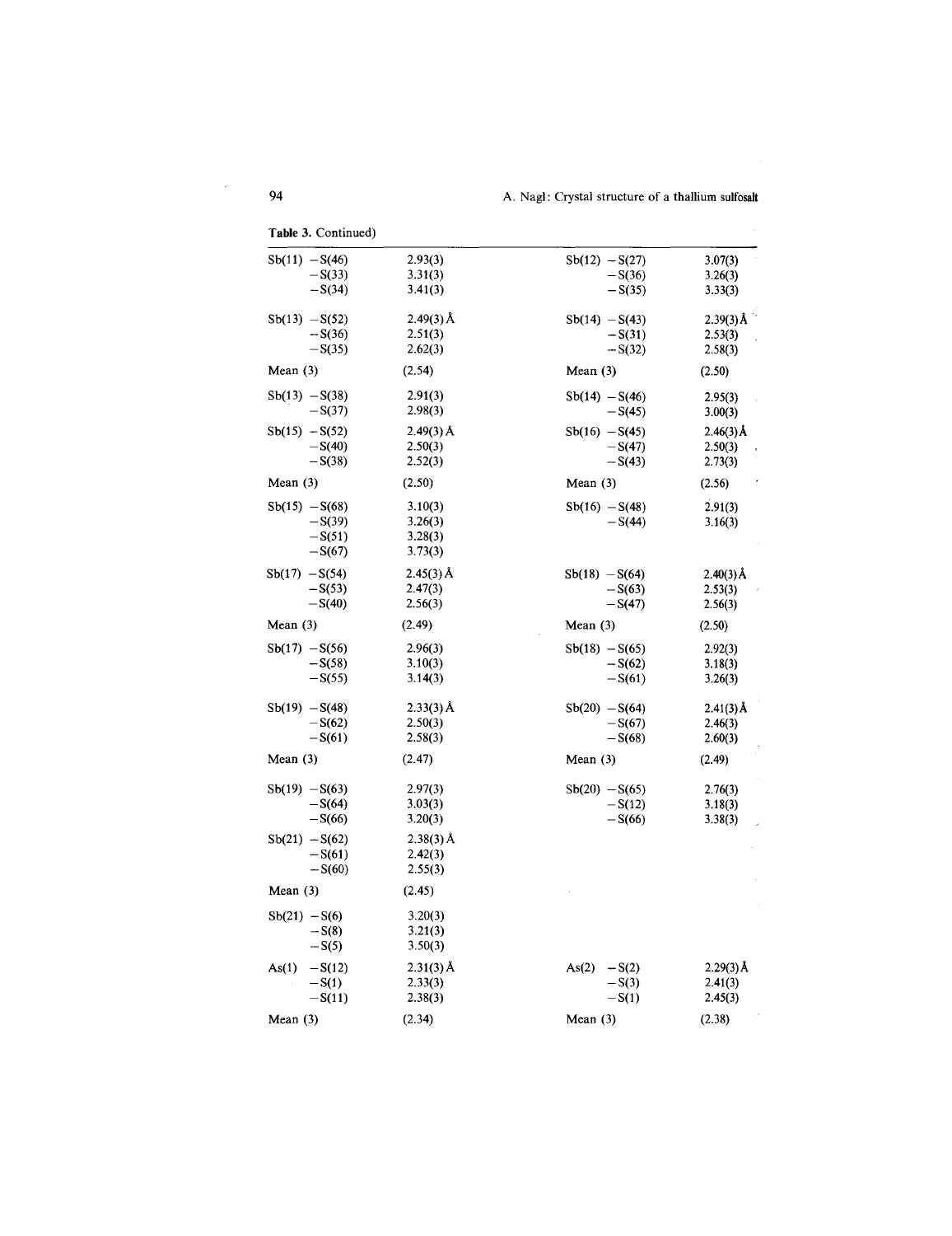**Table 3.** Continued)

| | | | |
|---|---|---|---|
| Sb(11) –S(46) | 2.93(3) | Sb(12) –S(27) | 3.07(3) |
| –S(33) | 3.31(3) | –S(36) | 3.26(3) |
| –S(34) | 3.41(3) | –S(35) | 3.33(3) |
| Sb(13) –S(52) | 2.49(3) Å | Sb(14) –S(43) | 2.39(3) Å |
| –S(36) | 2.51(3) | –S(31) | 2.53(3) |
| –S(35) | 2.62(3) | –S(32) | 2.58(3) |
| Mean (3) | (2.54) | Mean (3) | (2.50) |
| Sb(13) –S(38) | 2.91(3) | Sb(14) –S(46) | 2.95(3) |
| –S(37) | 2.98(3) | –S(45) | 3.00(3) |
| Sb(15) –S(52) | 2.49(3) Å | Sb(16) –S(45) | 2.46(3) Å |
| –S(40) | 2.50(3) | –S(47) | 2.50(3) |
| –S(38) | 2.52(3) | –S(43) | 2.73(3) |
| Mean (3) | (2.50) | Mean (3) | (2.56) |
| Sb(15) –S(68) | 3.10(3) | Sb(16) –S(48) | 2.91(3) |
| –S(39) | 3.26(3) | –S(44) | 3.16(3) |
| –S(51) | 3.28(3) | | |
| –S(67) | 3.73(3) | | |
| Sb(17) –S(54) | 2.45(3) Å | Sb(18) –S(64) | 2.40(3) Å |
| –S(53) | 2.47(3) | –S(63) | 2.53(3) |
| –S(40) | 2.56(3) | –S(47) | 2.56(3) |
| Mean (3) | (2.49) | Mean (3) | (2.50) |
| Sb(17) –S(56) | 2.96(3) | Sb(18) –S(65) | 2.92(3) |
| –S(58) | 3.10(3) | –S(62) | 3.18(3) |
| –S(55) | 3.14(3) | –S(61) | 3.26(3) |
| Sb(19) –S(48) | 2.33(3) Å | Sb(20) –S(64) | 2.41(3) Å |
| –S(62) | 2.50(3) | –S(67) | 2.46(3) |
| –S(61) | 2.58(3) | –S(68) | 2.60(3) |
| Mean (3) | (2.47) | Mean (3) | (2.49) |
| Sb(19) –S(63) | 2.97(3) | Sb(20) –S(65) | 2.76(3) |
| –S(64) | 3.03(3) | –S(12) | 3.18(3) |
| –S(66) | 3.20(3) | –S(66) | 3.38(3) |
| Sb(21) –S(62) | 2.38(3) Å | | |
| –S(61) | 2.42(3) | | |
| –S(60) | 2.55(3) | | |
| Mean (3) | (2.45) | | |
| Sb(21) –S(6) | 3.20(3) | | |
| –S(8) | 3.21(3) | | |
| –S(5) | 3.50(3) | | |
| As(1) –S(12) | 2.31(3) Å | As(2) –S(2) | 2.29(3) Å |
| –S(1) | 2.33(3) | –S(3) | 2.41(3) |
| –S(11) | 2.38(3) | –S(1) | 2.45(3) |
| Mean (3) | (2.34) | Mean (3) | (2.38) |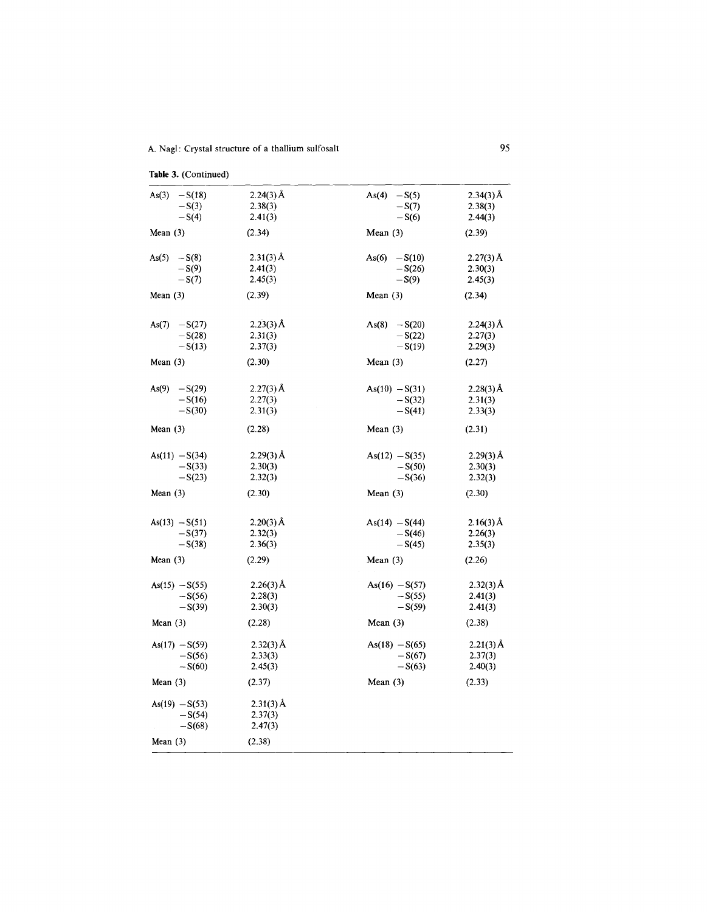**Table 3.** (Continued)

| | | | |
|---|---|---|---|
| As(3) –S(18) | 2.24(3) Å | As(4) –S(5) | 2.34(3) Å |
| –S(3) | 2.38(3) | –S(7) | 2.38(3) |
| –S(4) | 2.41(3) | –S(6) | 2.44(3) |
| Mean (3) | (2.34) | Mean (3) | (2.39) |
| As(5) –S(8) | 2.31(3) Å | As(6) –S(10) | 2.27(3) Å |
| –S(9) | 2.41(3) | –S(26) | 2.30(3) |
| –S(7) | 2.45(3) | –S(9) | 2.45(3) |
| Mean (3) | (2.39) | Mean (3) | (2.34) |
| As(7) –S(27) | 2.23(3) Å | As(8) –S(20) | 2.24(3) Å |
| –S(28) | 2.31(3) | –S(22) | 2.27(3) |
| –S(13) | 2.37(3) | –S(19) | 2.29(3) |
| Mean (3) | (2.30) | Mean (3) | (2.27) |
| As(9) –S(29) | 2.27(3) Å | As(10) –S(31) | 2.28(3) Å |
| –S(16) | 2.27(3) | –S(32) | 2.31(3) |
| –S(30) | 2.31(3) | –S(41) | 2.33(3) |
| Mean (3) | (2.28) | Mean (3) | (2.31) |
| As(11) –S(34) | 2.29(3) Å | As(12) –S(35) | 2.29(3) Å |
| –S(33) | 2.30(3) | –S(50) | 2.30(3) |
| –S(23) | 2.32(3) | –S(36) | 2.32(3) |
| Mean (3) | (2.30) | Mean (3) | (2.30) |
| As(13) –S(51) | 2.20(3) Å | As(14) –S(44) | 2.16(3) Å |
| –S(37) | 2.32(3) | –S(46) | 2.26(3) |
| –S(38) | 2.36(3) | –S(45) | 2.35(3) |
| Mean (3) | (2.29) | Mean (3) | (2.26) |
| As(15) –S(55) | 2.26(3) Å | As(16) –S(57) | 2.32(3) Å |
| –S(56) | 2.28(3) | –S(55) | 2.41(3) |
| –S(39) | 2.30(3) | –S(59) | 2.41(3) |
| Mean (3) | (2.28) | Mean (3) | (2.38) |
| As(17) –S(59) | 2.32(3) Å | As(18) –S(65) | 2.21(3) Å |
| –S(56) | 2.33(3) | –S(67) | 2.37(3) |
| –S(60) | 2.45(3) | –S(63) | 2.40(3) |
| Mean (3) | (2.37) | Mean (3) | (2.33) |
| As(19) –S(53) | 2.31(3) Å | | |
| –S(54) | 2.37(3) | | |
| –S(68) | 2.47(3) | | |
| Mean (3) | (2.38) | | |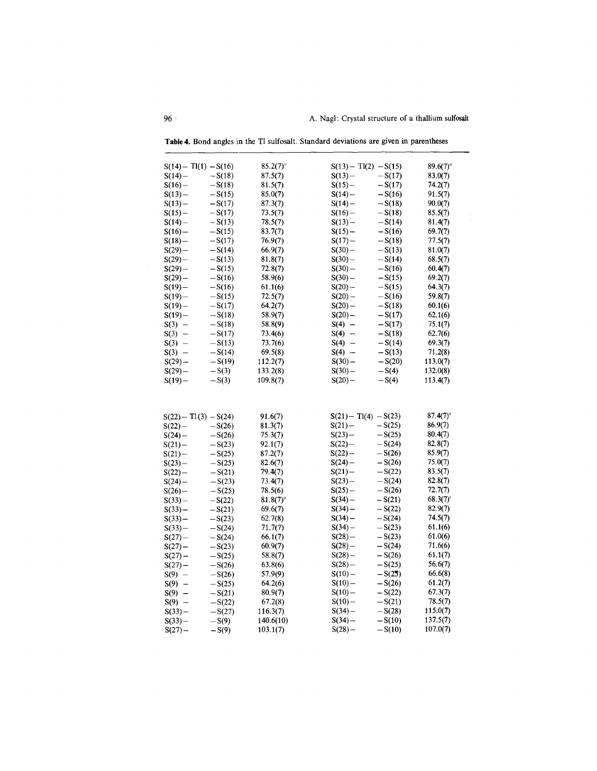**Table 4.** Bond angles in the Tl sulfosalt. Standard deviations are given in parentheses

| | | | | | |
|---|---|---|---|---|---|
| S(14)– Tl(1) | –S(16) | 85.2(7)° | S(13)– Tl(2) | –S(15) | 89.6(7)° |
| S(14)– | –S(18) | 87.5(7) | S(13)– | –S(17) | 83.0(7) |
| S(16)– | –S(18) | 81.5(7) | S(15)– | –S(17) | 74.2(7) |
| S(13)– | –S(15) | 85.0(7) | S(14)– | –S(16) | 91.5(7) |
| S(13)– | –S(17) | 87.3(7) | S(14)– | –S(18) | 90.0(7) |
| S(15)– | –S(17) | 73.5(7) | S(16)– | –S(18) | 85.5(7) |
| S(14)– | –S(13) | 78.5(7) | S(13)– | –S(14) | 81.4(7) |
| S(16)– | –S(15) | 83.7(7) | S(15)– | –S(16) | 69.7(7) |
| S(18)– | –S(17) | 76.9(7) | S(17)– | –S(18) | 77.5(7) |
| S(29)– | –S(14) | 66.9(7) | S(30)– | –S(13) | 81.0(7) |
| S(29)– | –S(13) | 81.8(7) | S(30)– | –S(14) | 68.5(7) |
| S(29)– | –S(15) | 72.8(7) | S(30)– | –S(16) | 60.4(7) |
| S(29)– | –S(16) | 58.9(6) | S(30)– | –S(15) | 69.2(7) |
| S(19)– | –S(16) | 61.1(6) | S(20)– | –S(15) | 64.3(7) |
| S(19)– | –S(15) | 72.5(7) | S(20)– | –S(16) | 59.8(7) |
| S(19)– | –S(17) | 64.2(7) | S(20)– | –S(18) | 60.1(6) |
| S(19)– | –S(18) | 58.9(7) | S(20)– | –S(17) | 62.1(6) |
| S(3) – | –S(18) | 58.8(9) | S(4) – | –S(17) | 75.1(7) |
| S(3) – | –S(17) | 73.4(6) | S(4) – | –S(18) | 62.7(6) |
| S(3) – | –S(13) | 73.7(6) | S(4) – | –S(14) | 69.3(7) |
| S(3) – | –S(14) | 69.5(8) | S(4) – | –S(13) | 71.2(8) |
| S(29)– | –S(19) | 112.2(7) | S(30)– | –S(20) | 113.0(7) |
| S(29)– | –S(3) | 133.2(8) | S(30)– | –S(4) | 132.0(8) |
| S(19)– | –S(3) | 109.8(7) | S(20)– | –S(4) | 113.4(7) |
| | | | | | |
| S(22)– Tl(3) | –S(24) | 91.6(7) | S(21)– Tl(4) | –S(23) | 87.4(7)° |
| S(22)– | –S(26) | 81.3(7) | S(21)– | –S(25) | 86.9(7) |
| S(24)– | –S(26) | 75.3(7) | S(23)– | –S(25) | 80.4(7) |
| S(21)– | –S(23) | 92.1(7) | S(22)– | –S(24) | 82.8(7) |
| S(21)– | –S(25) | 87.2(7) | S(22)– | –S(26) | 85.9(7) |
| S(23)– | –S(25) | 82.6(7) | S(24)– | –S(26) | 75.0(7) |
| S(22)– | –S(21) | 79.4(7) | S(21)– | –S(22) | 83.5(7) |
| S(24)– | –S(23) | 73.4(7) | S(23)– | –S(24) | 82.8(7) |
| S(26)– | –S(25) | 78.5(6) | S(25)– | –S(26) | 72.7(7) |
| S(33)– | –S(22) | 81.8(7)° | S(34)– | –S(21) | 68.3(7)° |
| S(33)– | –S(21) | 69.6(7) | S(34)– | –S(22) | 82.9(7) |
| S(33)– | –S(23) | 62.7(8) | S(34)– | –S(24) | 74.5(7) |
| S(33)– | –S(24) | 71.7(7) | S(34)– | –S(23) | 61.1(6) |
| S(27)– | –S(24) | 66.1(7) | S(28)– | –S(23) | 61.0(6) |
| S(27)– | –S(23) | 60.9(7) | S(28)– | –S(24) | 71.6(6) |
| S(27)– | –S(25) | 58.8(7) | S(28)– | –S(26) | 61.1(7) |
| S(27)– | –S(26) | 63.8(6) | S(28)– | –S(25) | 56.6(7) |
| S(9) – | –S(26) | 57.9(9) | S(10)– | –S(25) | 66.6(8) |
| S(9) – | –S(25) | 64.2(6) | S(10)– | –S(26) | 61.2(7) |
| S(9) – | –S(21) | 80.9(7) | S(10)– | –S(22) | 67.3(7) |
| S(9) – | –S(22) | 67.2(8) | S(10)– | –S(21) | 78.5(7) |
| S(33)– | –S(27) | 116.3(7) | S(34)– | –S(28) | 115.0(7) |
| S(33)– | –S(9) | 140.6(10) | S(34)– | –S(10) | 137.5(7) |
| S(27)– | –S(9) | 103.1(7) | S(28)– | –S(10) | 107.0(7) |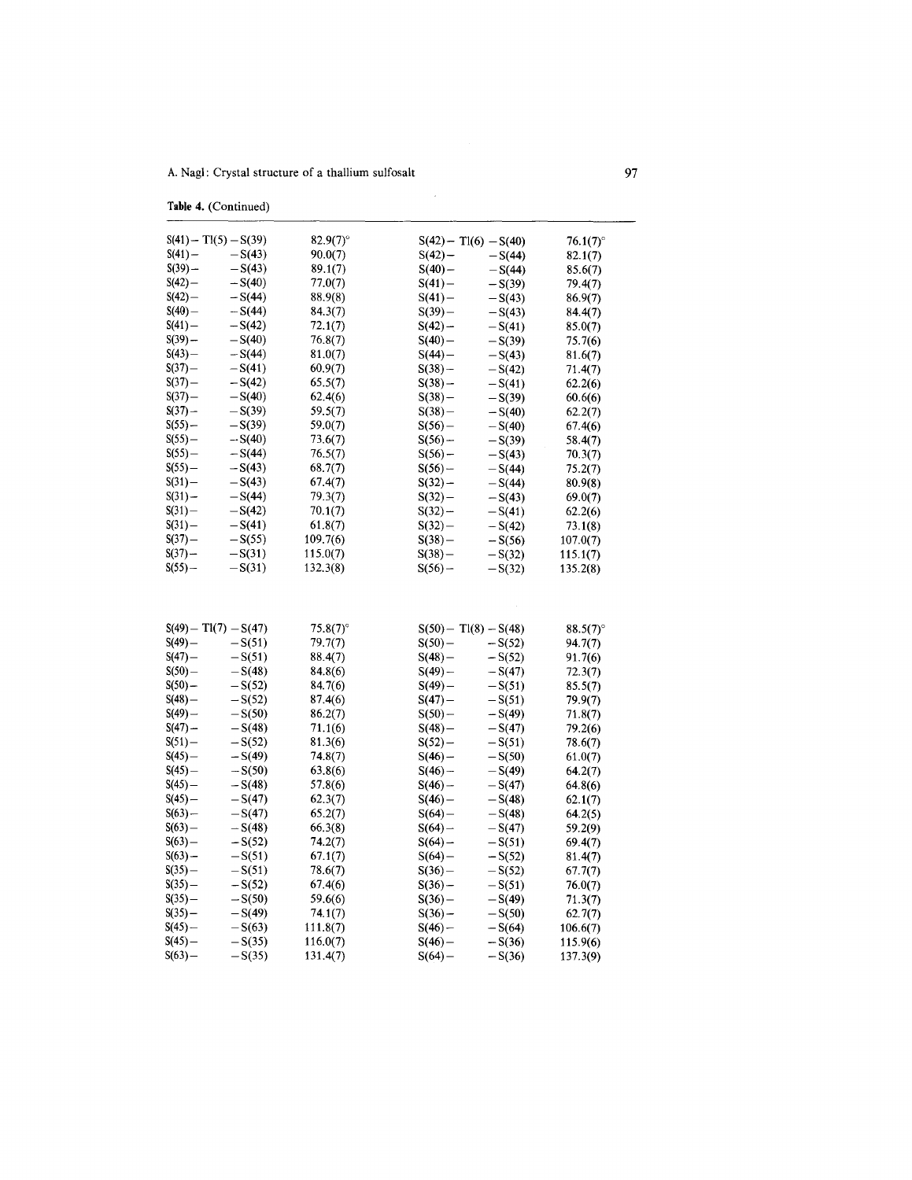**Table 4.** (Continued)

| | | | |
|---|---|---|---|
| S(41) – Tl(5) – S(39) | 82.9(7)° | S(42) – Tl(6) – S(40) | 76.1(7)° |
| S(41) – – S(43) | 90.0(7) | S(42) – – S(44) | 82.1(7) |
| S(39) – – S(43) | 89.1(7) | S(40) – – S(44) | 85.6(7) |
| S(42) – – S(40) | 77.0(7) | S(41) – – S(39) | 79.4(7) |
| S(42) – – S(44) | 88.9(8) | S(41) – – S(43) | 86.9(7) |
| S(40) – – S(44) | 84.3(7) | S(39) – – S(43) | 84.4(7) |
| S(41) – – S(42) | 72.1(7) | S(42) – – S(41) | 85.0(7) |
| S(39) – – S(40) | 76.8(7) | S(40) – – S(39) | 75.7(6) |
| S(43) – – S(44) | 81.0(7) | S(44) – – S(43) | 81.6(7) |
| S(37) – – S(41) | 60.9(7) | S(38) – – S(42) | 71.4(7) |
| S(37) – – S(42) | 65.5(7) | S(38) – – S(41) | 62.2(6) |
| S(37) – – S(40) | 62.4(6) | S(38) – – S(39) | 60.6(6) |
| S(37) – – S(39) | 59.5(7) | S(38) – – S(40) | 62.2(7) |
| S(55) – – S(39) | 59.0(7) | S(56) – – S(40) | 67.4(6) |
| S(55) – – S(40) | 73.6(7) | S(56) – – S(39) | 58.4(7) |
| S(55) – – S(44) | 76.5(7) | S(56) – – S(43) | 70.3(7) |
| S(55) – – S(43) | 68.7(7) | S(56) – – S(44) | 75.2(7) |
| S(31) – – S(43) | 67.4(7) | S(32) – – S(44) | 80.9(8) |
| S(31) – – S(44) | 79.3(7) | S(32) – – S(43) | 69.0(7) |
| S(31) – – S(42) | 70.1(7) | S(32) – – S(41) | 62.2(6) |
| S(31) – – S(41) | 61.8(7) | S(32) – – S(42) | 73.1(8) |
| S(37) – – S(55) | 109.7(6) | S(38) – – S(56) | 107.0(7) |
| S(37) – – S(31) | 115.0(7) | S(38) – – S(32) | 115.1(7) |
| S(55) – – S(31) | 132.3(8) | S(56) – – S(32) | 135.2(8) |

| | | | |
|---|---|---|---|
| S(49) – Tl(7) – S(47) | 75.8(7)° | S(50) – Tl(8) – S(48) | 88.5(7)° |
| S(49) – – S(51) | 79.7(7) | S(50) – – S(52) | 94.7(7) |
| S(47) – – S(51) | 88.4(7) | S(48) – – S(52) | 91.7(6) |
| S(50) – – S(48) | 84.8(6) | S(49) – – S(47) | 72.3(7) |
| S(50) – – S(52) | 84.7(6) | S(49) – – S(51) | 85.5(7) |
| S(48) – – S(52) | 87.4(6) | S(47) – – S(51) | 79.9(7) |
| S(49) – – S(50) | 86.2(7) | S(50) – – S(49) | 71.8(7) |
| S(47) – – S(48) | 71.1(6) | S(48) – – S(47) | 79.2(6) |
| S(51) – – S(52) | 81.3(6) | S(52) – – S(51) | 78.6(7) |
| S(45) – – S(49) | 74.8(7) | S(46) – – S(50) | 61.0(7) |
| S(45) – – S(50) | 63.8(6) | S(46) – – S(49) | 64.2(7) |
| S(45) – – S(48) | 57.8(6) | S(46) – – S(47) | 64.8(6) |
| S(45) – – S(47) | 62.3(7) | S(46) – – S(48) | 62.1(7) |
| S(63) – – S(47) | 65.2(7) | S(64) – – S(48) | 64.2(5) |
| S(63) – – S(48) | 66.3(8) | S(64) – – S(47) | 59.2(9) |
| S(63) – – S(52) | 74.2(7) | S(64) – – S(51) | 69.4(7) |
| S(63) – – S(51) | 67.1(7) | S(64) – – S(52) | 81.4(7) |
| S(35) – – S(51) | 78.6(7) | S(36) – – S(52) | 67.7(7) |
| S(35) – – S(52) | 67.4(6) | S(36) – – S(51) | 76.0(7) |
| S(35) – – S(50) | 59.6(6) | S(36) – – S(49) | 71.3(7) |
| S(35) – – S(49) | 74.1(7) | S(36) – – S(50) | 62.7(7) |
| S(45) – – S(63) | 111.8(7) | S(46) – – S(64) | 106.6(7) |
| S(45) – – S(35) | 116.0(7) | S(46) – – S(36) | 115.9(6) |
| S(63) – – S(35) | 131.4(7) | S(64) – – S(36) | 137.3(9) |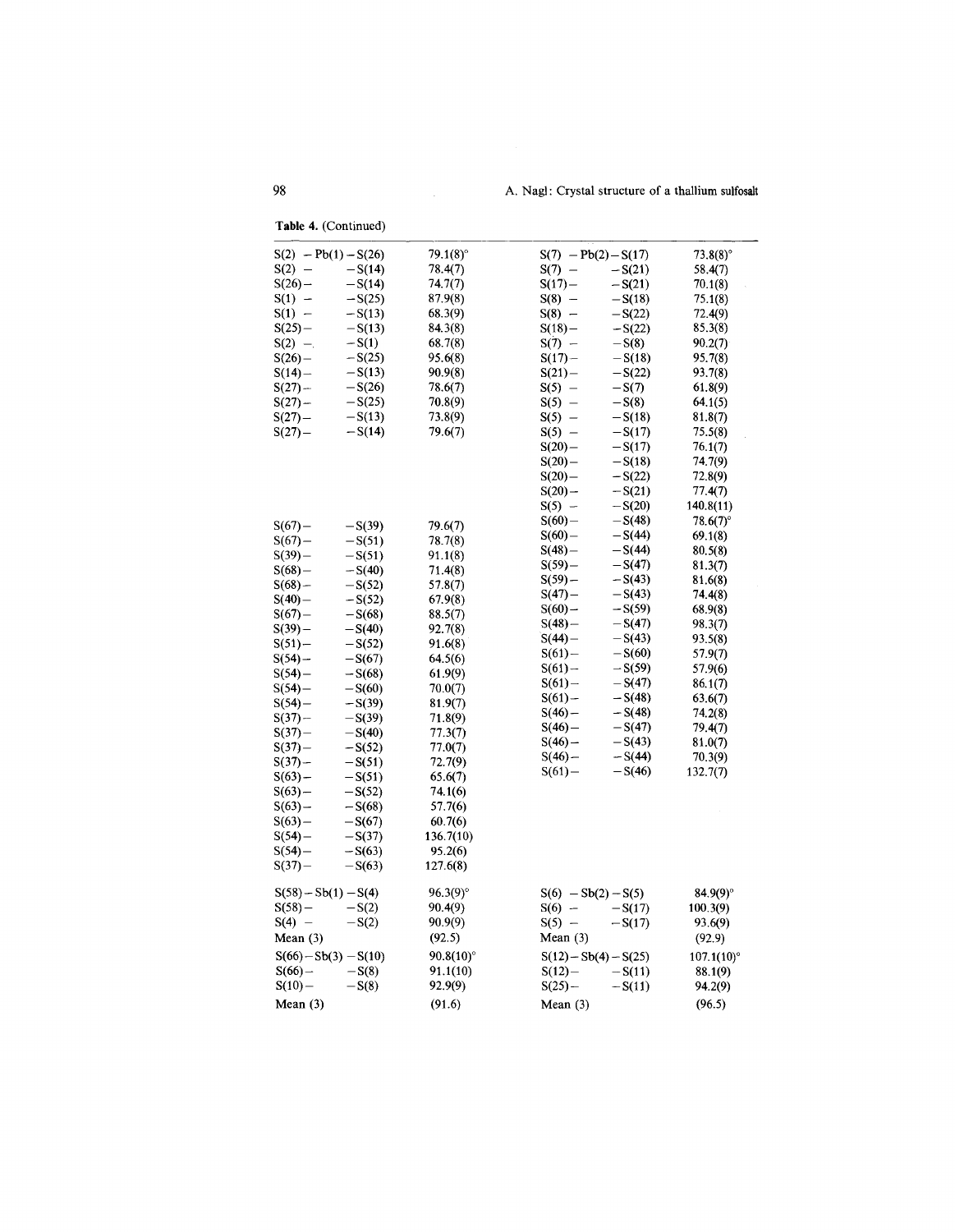**Table 4.** (Continued)

| | | | |
|---|---|---|---|
| S(2) – Pb(1) – S(26) | 79.1(8)° | S(7) – Pb(2) – S(17) | 73.8(8)° |
| S(2) – – S(14) | 78.4(7) | S(7) – – S(21) | 58.4(7) |
| S(26) – – S(14) | 74.7(7) | S(17) – – S(21) | 70.1(8) |
| S(1) – – S(25) | 87.9(8) | S(8) – – S(18) | 75.1(8) |
| S(1) – – S(13) | 68.3(9) | S(8) – – S(22) | 72.4(9) |
| S(25) – – S(13) | 84.3(8) | S(18) – – S(22) | 85.3(8) |
| S(2) – – S(1) | 68.7(8) | S(7) – – S(8) | 90.2(7) |
| S(26) – – S(25) | 95.6(8) | S(17) – – S(18) | 95.7(8) |
| S(14) – – S(13) | 90.9(8) | S(21) – – S(22) | 93.7(8) |
| S(27) – – S(26) | 78.6(7) | S(5) – – S(7) | 61.8(9) |
| S(27) – – S(25) | 70.8(9) | S(5) – – S(8) | 64.1(5) |
| S(27) – – S(13) | 73.8(9) | S(5) – – S(18) | 81.8(7) |
| S(27) – – S(14) | 79.6(7) | S(5) – – S(17) | 75.5(8) |
| | | S(20) – – S(17) | 76.1(7) |
| | | S(20) – – S(18) | 74.7(9) |
| | | S(20) – – S(22) | 72.8(9) |
| | | S(20) – – S(21) | 77.4(7) |
| | | S(5) – – S(20) | 140.8(11) |
| S(67) – – S(39) | 79.6(7) | S(60) – – S(48) | 78.6(7)° |
| S(67) – – S(51) | 78.7(8) | S(60) – – S(44) | 69.1(8) |
| S(39) – – S(51) | 91.1(8) | S(48) – – S(44) | 80.5(8) |
| S(68) – – S(40) | 71.4(8) | S(59) – – S(47) | 81.3(7) |
| S(68) – – S(52) | 57.8(7) | S(59) – – S(43) | 81.6(8) |
| S(40) – – S(52) | 67.9(8) | S(47) – – S(43) | 74.4(8) |
| S(67) – – S(68) | 88.5(7) | S(60) – – S(59) | 68.9(8) |
| S(39) – – S(40) | 92.7(8) | S(48) – – S(47) | 98.3(7) |
| S(51) – – S(52) | 91.6(8) | S(44) – – S(43) | 93.5(8) |
| S(54) – – S(67) | 64.5(6) | S(61) – – S(60) | 57.9(7) |
| S(54) – – S(68) | 61.9(9) | S(61) – – S(59) | 57.9(6) |
| S(54) – – S(60) | 70.0(7) | S(61) – – S(47) | 86.1(7) |
| S(54) – – S(39) | 81.9(7) | S(61) – – S(48) | 63.6(7) |
| S(37) – – S(39) | 71.8(9) | S(46) – – S(48) | 74.2(8) |
| S(37) – – S(40) | 77.3(7) | S(46) – – S(47) | 79.4(7) |
| S(37) – – S(52) | 77.0(7) | S(46) – – S(43) | 81.0(7) |
| S(37) – – S(51) | 72.7(9) | S(46) – – S(44) | 70.3(9) |
| S(63) – – S(51) | 65.6(7) | S(61) – – S(46) | 132.7(7) |
| S(63) – – S(52) | 74.1(6) | | |
| S(63) – – S(68) | 57.7(6) | | |
| S(63) – – S(67) | 60.7(6) | | |
| S(54) – – S(37) | 136.7(10) | | |
| S(54) – – S(63) | 95.2(6) | | |
| S(37) – – S(63) | 127.6(8) | | |
| S(58) – Sb(1) – S(4) | 96.3(9)° | S(6) – Sb(2) – S(5) | 84.9(9)° |
| S(58) – – S(2) | 90.4(9) | S(6) – – S(17) | 100.3(9) |
| S(4) – – S(2) | 90.9(9) | S(5) – – S(17) | 93.6(9) |
| Mean (3) | (92.5) | Mean (3) | (92.9) |
| S(66) – Sb(3) – S(10) | 90.8(10)° | S(12) – Sb(4) – S(25) | 107.1(10)° |
| S(66) – – S(8) | 91.1(10) | S(12) – – S(11) | 88.1(9) |
| S(10) – – S(8) | 92.9(9) | S(25) – – S(11) | 94.2(9) |
| Mean (3) | (91.6) | Mean (3) | (96.5) |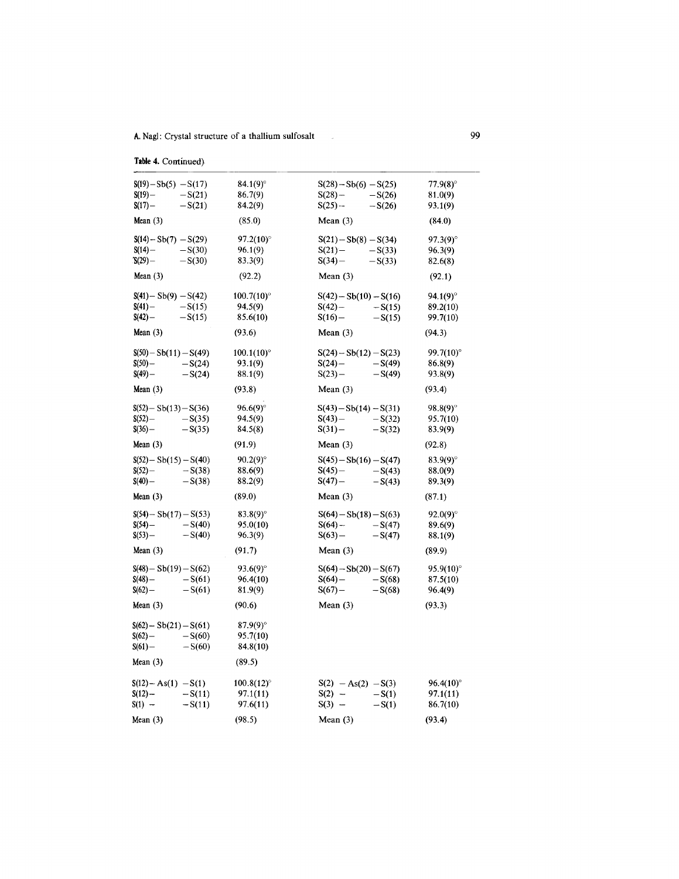**Table 4.** Continued)

| | | | |
|---|---|---|---|
| S(19) – Sb(5) – S(17) | 84.1(9)° | S(28) – Sb(6) – S(25) | 77.9(8)° |
| S(19) – – S(21) | 86.7(9) | S(28) – – S(26) | 81.0(9) |
| S(17) – – S(21) | 84.2(9) | S(25) – – S(26) | 93.1(9) |
| Mean (3) | (85.0) | Mean (3) | (84.0) |
| S(14) – Sb(7) – S(29) | 97.2(10)° | S(21) – Sb(8) – S(34) | 97.3(9)° |
| S(14) – – S(30) | 96.1(9) | S(21) – – S(33) | 96.3(9) |
| S(29) – – S(30) | 83.3(9) | S(34) – – S(33) | 82.6(8) |
| Mean (3) | (92.2) | Mean (3) | (92.1) |
| S(41) – Sb(9) – S(42) | 100.7(10)° | S(42) – Sb(10) – S(16) | 94.1(9)° |
| S(41) – – S(15) | 94.5(9) | S(42) – – S(15) | 89.2(10) |
| S(42) – – S(15) | 85.6(10) | S(16) – – S(15) | 99.7(10) |
| Mean (3) | (93.6) | Mean (3) | (94.3) |
| S(50) – Sb(11) – S(49) | 100.1(10)° | S(24) – Sb(12) – S(23) | 99.7(10)° |
| S(50) – – S(24) | 93.1(9) | S(24) – – S(49) | 86.8(9) |
| S(49) – – S(24) | 88.1(9) | S(23) – – S(49) | 93.8(9) |
| Mean (3) | (93.8) | Mean (3) | (93.4) |
| S(52) – Sb(13) – S(36) | 96.6(9)° | S(43) – Sb(14) – S(31) | 98.8(9)° |
| S(52) – – S(35) | 94.5(9) | S(43) – – S(32) | 95.7(10) |
| S(36) – – S(35) | 84.5(8) | S(31) – – S(32) | 83.9(9) |
| Mean (3) | (91.9) | Mean (3) | (92.8) |
| S(52) – Sb(15) – S(40) | 90.2(9)° | S(45) – Sb(16) – S(47) | 83.9(9)° |
| S(52) – – S(38) | 88.6(9) | S(45) – – S(43) | 88.0(9) |
| S(40) – – S(38) | 88.2(9) | S(47) – – S(43) | 89.3(9) |
| Mean (3) | (89.0) | Mean (3) | (87.1) |
| S(54) – Sb(17) – S(53) | 83.8(9)° | S(64) – Sb(18) – S(63) | 92.0(9)° |
| S(54) – – S(40) | 95.0(10) | S(64) – – S(47) | 89.6(9) |
| S(53) – – S(40) | 96.3(9) | S(63) – – S(47) | 88.1(9) |
| Mean (3) | (91.7) | Mean (3) | (89.9) |
| S(48) – Sb(19) – S(62) | 93.6(9)° | S(64) – Sb(20) – S(67) | 95.9(10)° |
| S(48) – – S(61) | 96.4(10) | S(64) – – S(68) | 87.5(10) |
| S(62) – – S(61) | 81.9(9) | S(67) – – S(68) | 96.4(9) |
| Mean (3) | (90.6) | Mean (3) | (93.3) |
| S(62) – Sb(21) – S(61) | 87.9(9)° | | |
| S(62) – – S(60) | 95.7(10) | | |
| S(61) – – S(60) | 84.8(10) | | |
| Mean (3) | (89.5) | | |
| S(12) – As(1) – S(1) | 100.8(12)° | S(2) – As(2) – S(3) | 96.4(10)° |
| S(12) – – S(11) | 97.1(11) | S(2) – – S(1) | 97.1(11) |
| S(1) – – S(11) | 97.6(11) | S(3) – – S(1) | 86.7(10) |
| Mean (3) | (98.5) | Mean (3) | (93.4) |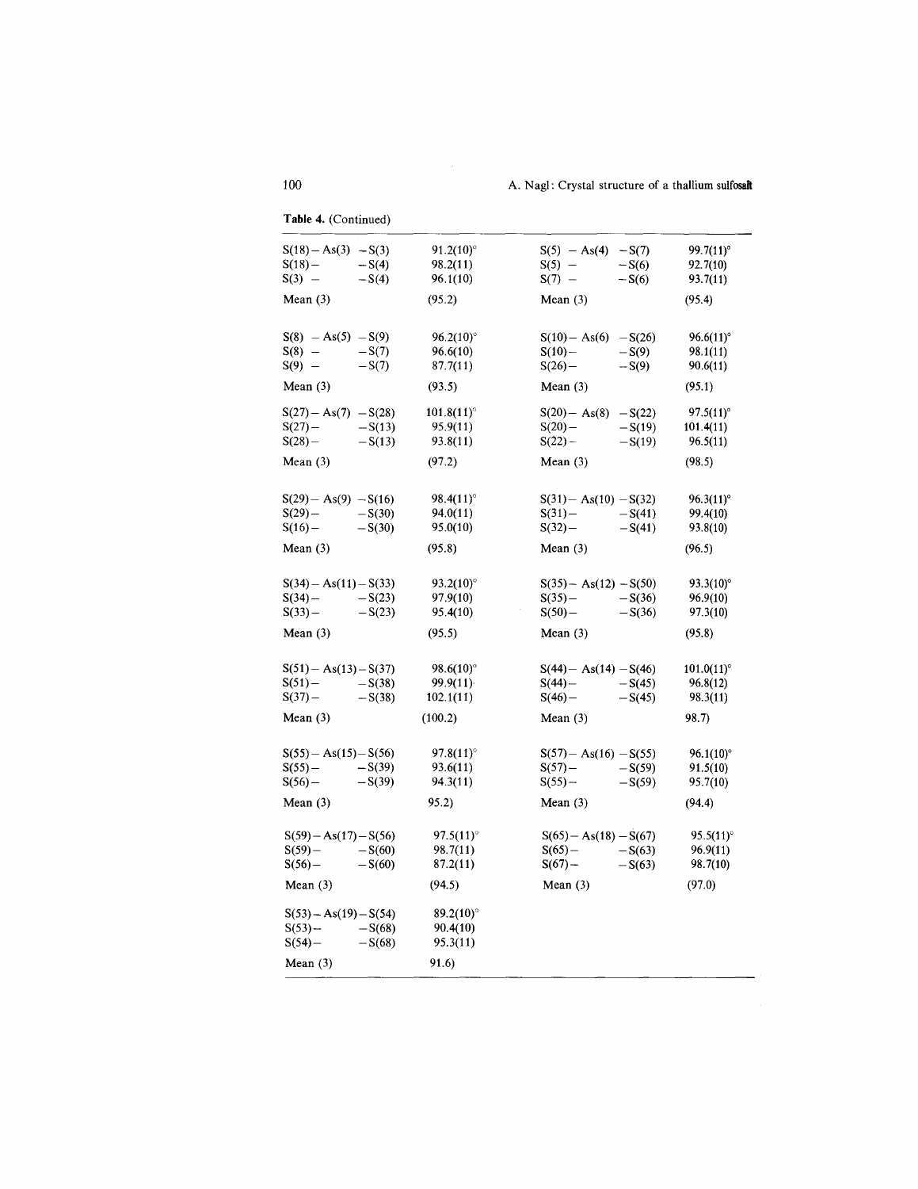**Table 4.** (Continued)

| | | | |
|---|---|---|---|
| S(18) – As(3) – S(3) | 91.2(10)° | S(5) – As(4) – S(7) | 99.7(11)° |
| S(18) – – S(4) | 98.2(11) | S(5) – – S(6) | 92.7(10) |
| S(3) – – S(4) | 96.1(10) | S(7) – – S(6) | 93.7(11) |
| Mean (3) | (95.2) | Mean (3) | (95.4) |
| S(8) – As(5) – S(9) | 96.2(10)° | S(10) – As(6) – S(26) | 96.6(11)° |
| S(8) – – S(7) | 96.6(10) | S(10) – – S(9) | 98.1(11) |
| S(9) – – S(7) | 87.7(11) | S(26) – – S(9) | 90.6(11) |
| Mean (3) | (93.5) | Mean (3) | (95.1) |
| S(27) – As(7) – S(28) | 101.8(11)° | S(20) – As(8) – S(22) | 97.5(11)° |
| S(27) – – S(13) | 95.9(11) | S(20) – – S(19) | 101.4(11) |
| S(28) – – S(13) | 93.8(11) | S(22) – – S(19) | 96.5(11) |
| Mean (3) | (97.2) | Mean (3) | (98.5) |
| S(29) – As(9) – S(16) | 98.4(11)° | S(31) – As(10) – S(32) | 96.3(11)° |
| S(29) – – S(30) | 94.0(11) | S(31) – – S(41) | 99.4(10) |
| S(16) – – S(30) | 95.0(10) | S(32) – – S(41) | 93.8(10) |
| Mean (3) | (95.8) | Mean (3) | (96.5) |
| S(34) – As(11) – S(33) | 93.2(10)° | S(35) – As(12) – S(50) | 93.3(10)° |
| S(34) – – S(23) | 97.9(10) | S(35) – – S(36) | 96.9(10) |
| S(33) – – S(23) | 95.4(10) | S(50) – – S(36) | 97.3(10) |
| Mean (3) | (95.5) | Mean (3) | (95.8) |
| S(51) – As(13) – S(37) | 98.6(10)° | S(44) – As(14) – S(46) | 101.0(11)° |
| S(51) – – S(38) | 99.9(11) | S(44) – – S(45) | 96.8(12) |
| S(37) – – S(38) | 102.1(11) | S(46) – – S(45) | 98.3(11) |
| Mean (3) | (100.2) | Mean (3) | 98.7) |
| S(55) – As(15) – S(56) | 97.8(11)° | S(57) – As(16) – S(55) | 96.1(10)° |
| S(55) – – S(39) | 93.6(11) | S(57) – – S(59) | 91.5(10) |
| S(56) – – S(39) | 94.3(11) | S(55) – – S(59) | 95.7(10) |
| Mean (3) | 95.2) | Mean (3) | (94.4) |
| S(59) – As(17) – S(56) | 97.5(11)° | S(65) – As(18) – S(67) | 95.5(11)° |
| S(59) – – S(60) | 98.7(11) | S(65) – – S(63) | 96.9(11) |
| S(56) – – S(60) | 87.2(11) | S(67) – – S(63) | 98.7(10) |
| Mean (3) | (94.5) | Mean (3) | (97.0) |
| S(53) – As(19) – S(54) | 89.2(10)° | | |
| S(53) – – S(68) | 90.4(10) | | |
| S(54) – – S(68) | 95.3(11) | | |
| Mean (3) | 91.6) | | |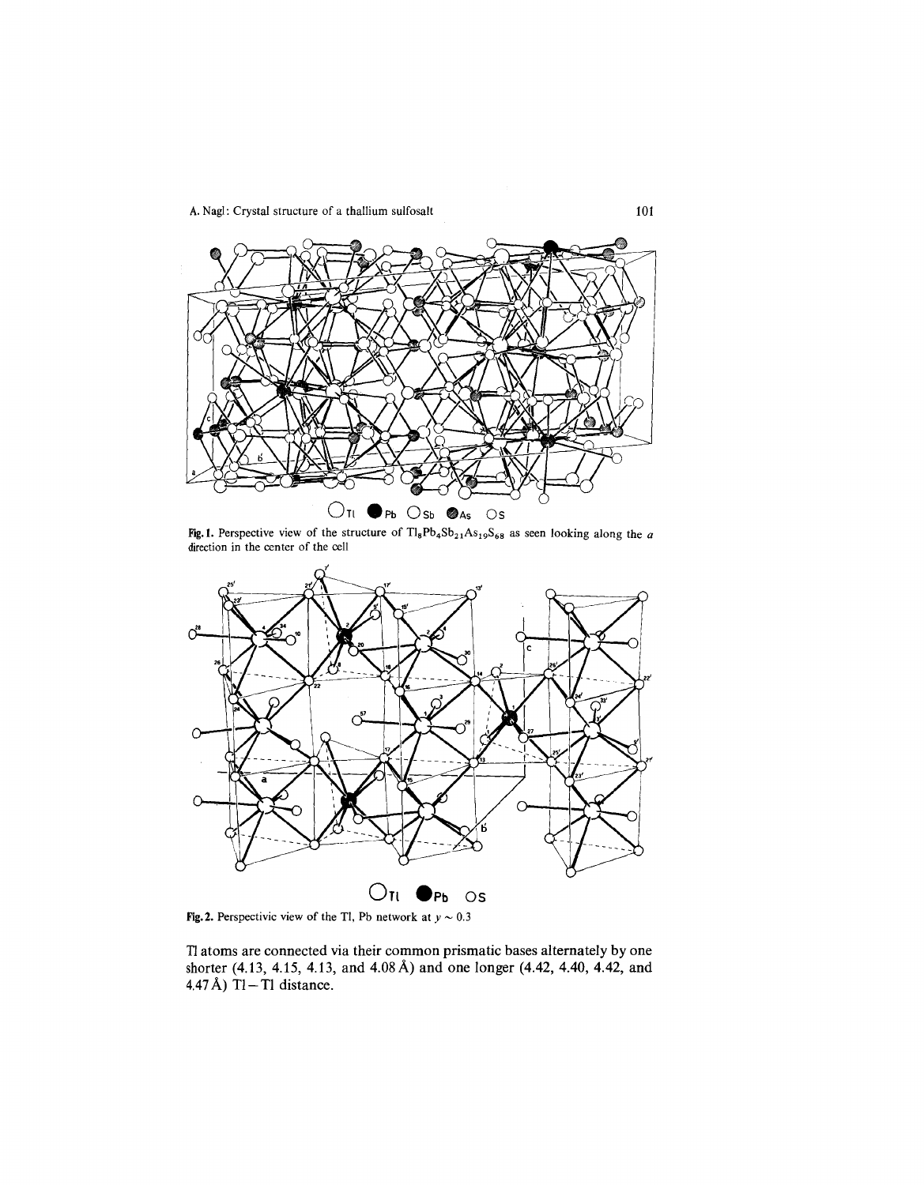Tl Pb Sb As S

**Fig. 1.** Perspective view of the structure of $Tl_8Pb_4Sb_{21}As_{19}S_{68}$ as seen looking along the *a* direction in the center of the cell

Tl Pb S

**Fig. 2.** Perspectivic view of the Tl, Pb network at $y \sim 0.3$

Tl atoms are connected via their common prismatic bases alternately by one shorter (4.13, 4.15, 4.13, and 4.08 Å) and one longer (4.42, 4.40, 4.42, and 4.47 Å) Tl – Tl distance.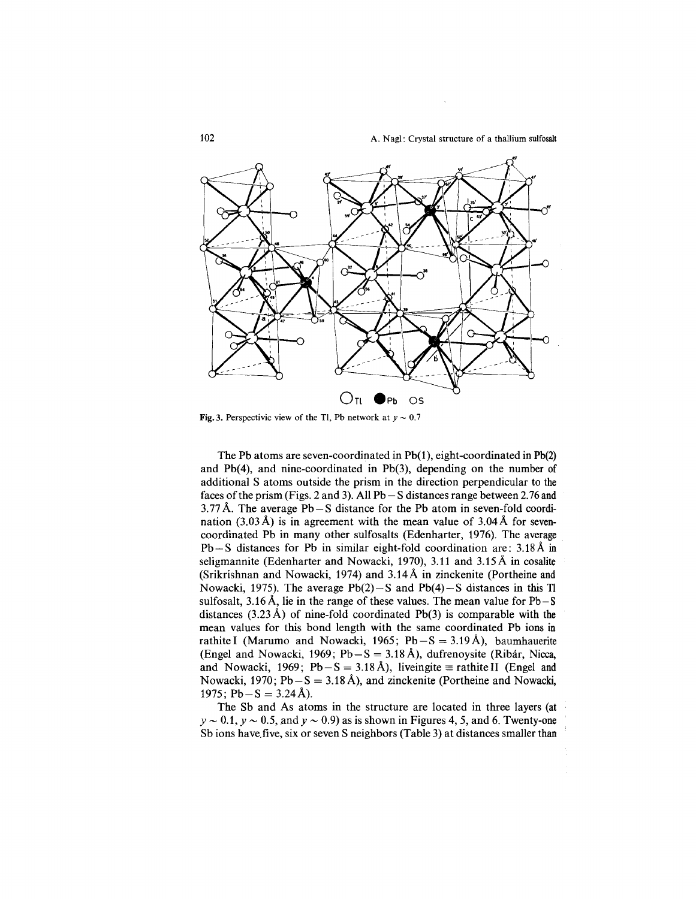Fig. 3. Perspectivic view of the Tl, Pb network at $y \sim 0.7$

The Pb atoms are seven-coordinated in Pb(1), eight-coordinated in Pb(2) and Pb(4), and nine-coordinated in Pb(3), depending on the number of additional S atoms outside the prism in the direction perpendicular to the faces of the prism (Figs. 2 and 3). All Pb – S distances range between 2.76 and 3.77 Å. The average Pb – S distance for the Pb atom in seven-fold coordination (3.03 Å) is in agreement with the mean value of 3.04 Å for seven-coordinated Pb in many other sulfosalts (Edenharter, 1976). The average Pb – S distances for Pb in similar eight-fold coordination are: 3.18 Å in seligmannite (Edenharter and Nowacki, 1970), 3.11 and 3.15 Å in cosalite (Srikrishnan and Nowacki, 1974) and 3.14 Å in zinckenite (Portheine and Nowacki, 1975). The average Pb(2) – S and Pb(4) – S distances in this Tl sulfosalt, 3.16 Å, lie in the range of these values. The mean value for Pb – S distances (3.23 Å) of nine-fold coordinated Pb(3) is comparable with the mean values for this bond length with the same coordinated Pb ions in rathite I (Marumo and Nowacki, 1965; Pb – S = 3.19 Å), baumhauerite (Engel and Nowacki, 1969; Pb – S = 3.18 Å), dufrenoysite (Ribár, Nicca, and Nowacki, 1969; Pb – S = 3.18 Å), liveingite ≡ rathite II (Engel and Nowacki, 1970; Pb – S = 3.18 Å), and zinckenite (Portheine and Nowacki, 1975; Pb – S = 3.24 Å).

The Sb and As atoms in the structure are located in three layers (at $y \sim 0.1$, $y \sim 0.5$, and $y \sim 0.9$) as is shown in Figures 4, 5, and 6. Twenty-one Sb ions have five, six or seven S neighbors (Table 3) at distances smaller than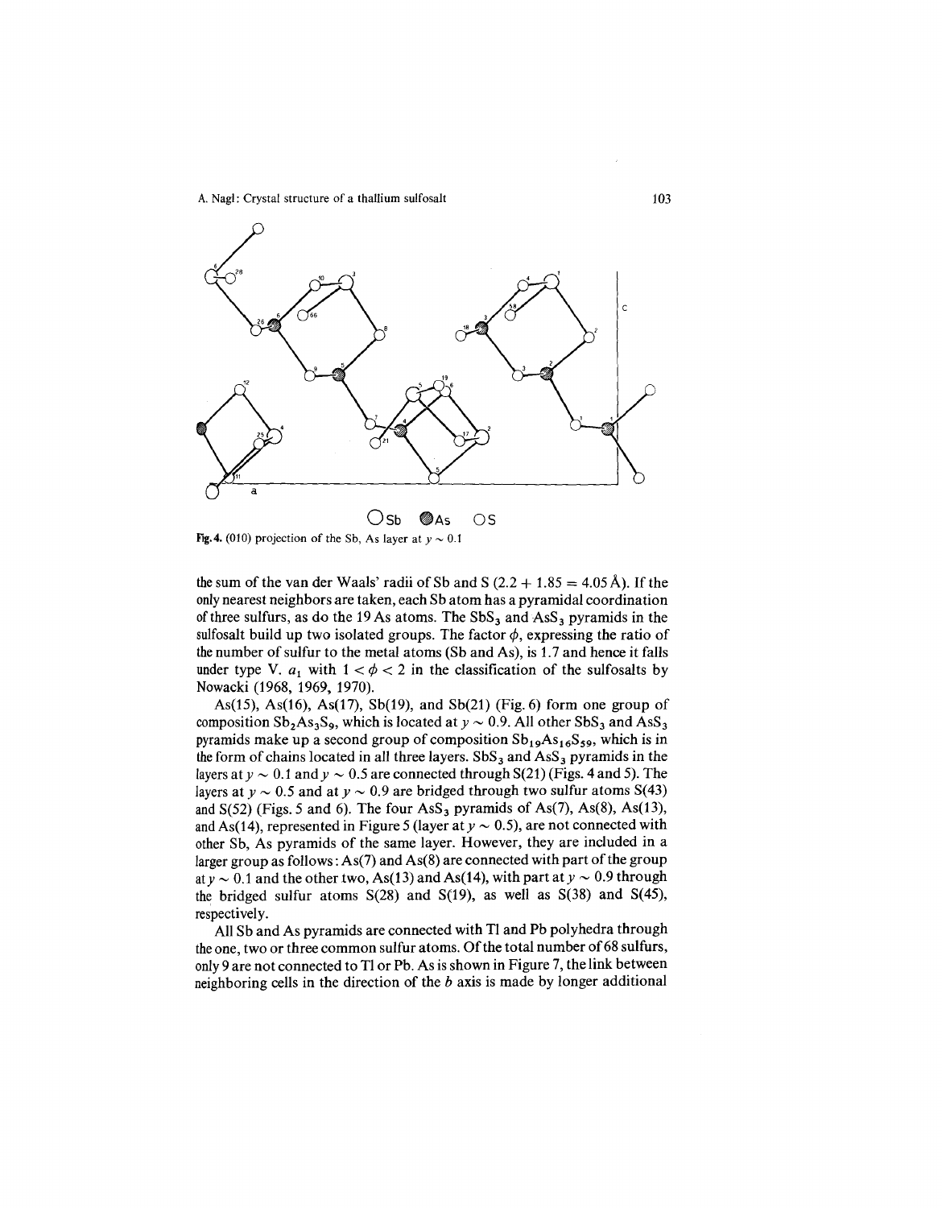Fig. 4. (010) projection of the Sb, As layer at $y \sim 0.1$

the sum of the van der Waals' radii of Sb and S ($2.2 + 1.85 = 4.05$ Å). If the only nearest neighbors are taken, each Sb atom has a pyramidal coordination of three sulfurs, as do the 19 As atoms. The $SbS_3$ and $AsS_3$ pyramids in the sulfosalt build up two isolated groups. The factor $\phi$, expressing the ratio of the number of sulfur to the metal atoms (Sb and As), is 1.7 and hence it falls under type V. $a_1$ with $1 < \phi < 2$ in the classification of the sulfosalts by Nowacki (1968, 1969, 1970).

As(15), As(16), As(17), Sb(19), and Sb(21) (Fig. 6) form one group of composition $Sb_2As_3S_9$, which is located at $y \sim 0.9$. All other $SbS_3$ and $AsS_3$ pyramids make up a second group of composition $Sb_{19}As_{16}S_{59}$, which is in the form of chains located in all three layers. $SbS_3$ and $AsS_3$ pyramids in the layers at $y \sim 0.1$ and $y \sim 0.5$ are connected through S(21) (Figs. 4 and 5). The layers at $y \sim 0.5$ and at $y \sim 0.9$ are bridged through two sulfur atoms S(43) and S(52) (Figs. 5 and 6). The four $AsS_3$ pyramids of As(7), As(8), As(13), and As(14), represented in Figure 5 (layer at $y \sim 0.5$), are not connected with other Sb, As pyramids of the same layer. However, they are included in a larger group as follows: As(7) and As(8) are connected with part of the group at $y \sim 0.1$ and the other two, As(13) and As(14), with part at $y \sim 0.9$ through the bridged sulfur atoms S(28) and S(19), as well as S(38) and S(45), respectively.

All Sb and As pyramids are connected with Tl and Pb polyhedra through the one, two or three common sulfur atoms. Of the total number of 68 sulfurs, only 9 are not connected to Tl or Pb. As is shown in Figure 7, the link between neighboring cells in the direction of the $b$ axis is made by longer additional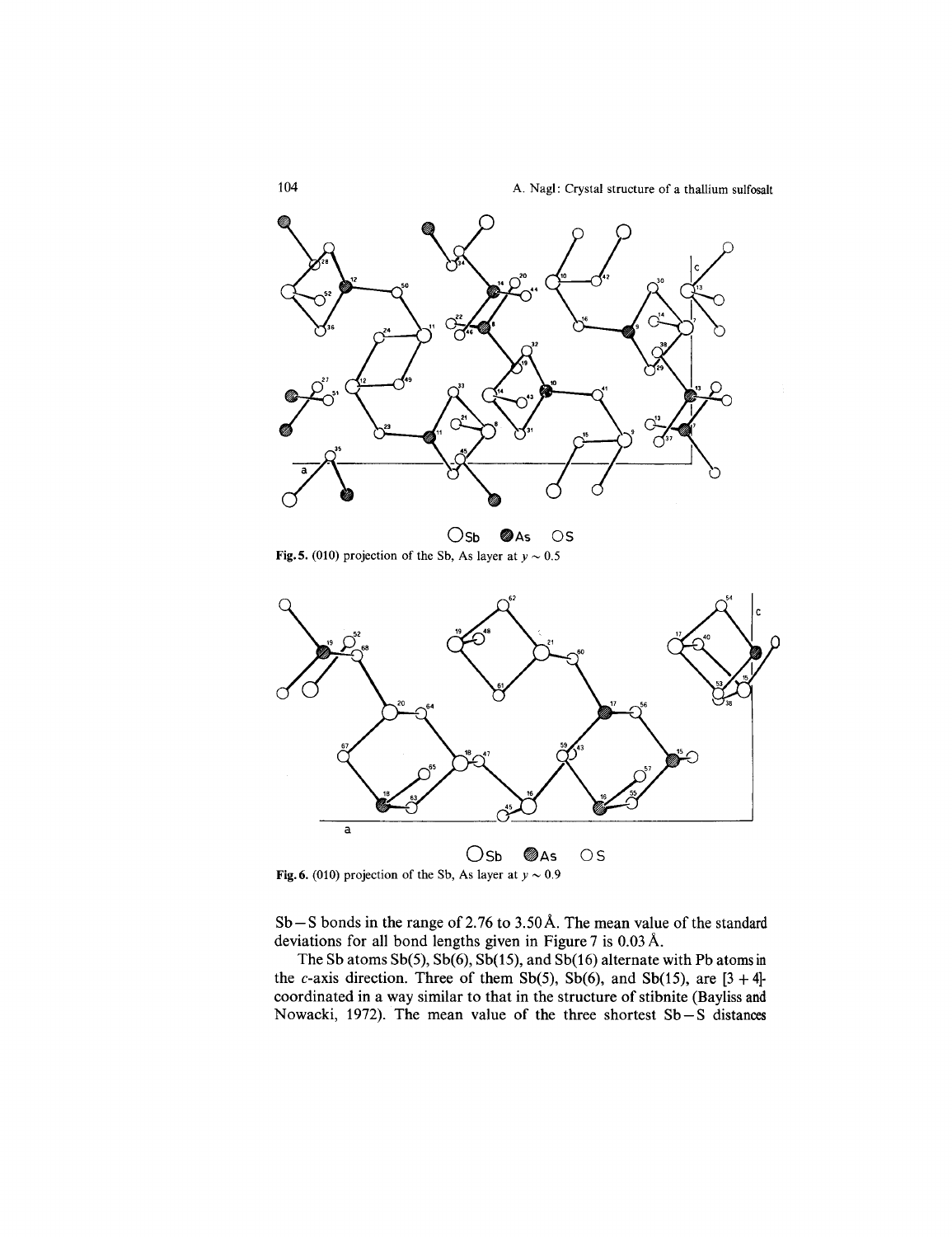Fig. 5. (010) projection of the Sb, As layer at $y \sim 0.5$

Fig. 6. (010) projection of the Sb, As layer at $y \sim 0.9$

Sb – S bonds in the range of 2.76 to 3.50 Å. The mean value of the standard deviations for all bond lengths given in Figure 7 is 0.03 Å.

The Sb atoms Sb(5), Sb(6), Sb(15), and Sb(16) alternate with Pb atoms in the $c$-axis direction. Three of them Sb(5), Sb(6), and Sb(15), are [3 + 4]-coordinated in a way similar to that in the structure of stibnite (Bayliss and Nowacki, 1972). The mean value of the three shortest Sb – S distances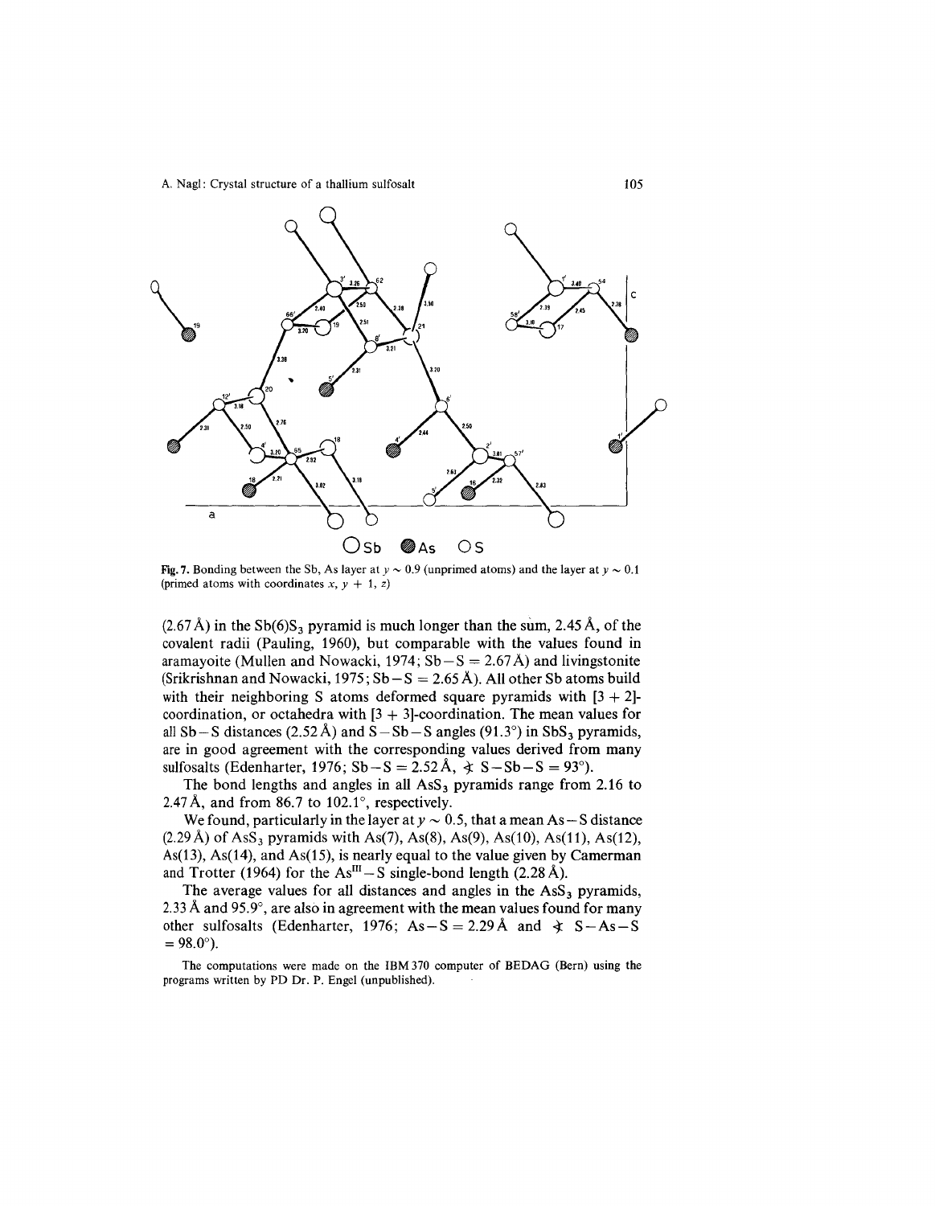Fig. 7. Bonding between the Sb, As layer at $y \sim 0.9$ (unprimed atoms) and the layer at $y \sim 0.1$ (primed atoms with coordinates $x$, $y + 1$, $z$)

(2.67 Å) in the $Sb(6)S_3$ pyramid is much longer than the sum, 2.45 Å, of the covalent radii (Pauling, 1960), but comparable with the values found in aramayoite (Mullen and Nowacki, 1974; Sb−S = 2.67 Å) and livingstonite (Srikrishnan and Nowacki, 1975; Sb−S = 2.65 Å). All other Sb atoms build with their neighboring S atoms deformed square pyramids with [3 + 2]-coordination, or octahedra with [3 + 3]-coordination. The mean values for all Sb−S distances (2.52 Å) and S−Sb−S angles (91.3°) in $SbS_3$ pyramids, are in good agreement with the corresponding values derived from many sulfosalts (Edenharter, 1976; Sb−S = 2.52 Å, ∢ S−Sb−S = 93°).

The bond lengths and angles in all $AsS_3$ pyramids range from 2.16 to 2.47 Å, and from 86.7 to 102.1°, respectively.

We found, particularly in the layer at $y \sim 0.5$, that a mean As−S distance (2.29 Å) of $AsS_3$ pyramids with As(7), As(8), As(9), As(10), As(11), As(12), As(13), As(14), and As(15), is nearly equal to the value given by Camerman and Trotter (1964) for the $As^{III}$−S single-bond length (2.28 Å).

The average values for all distances and angles in the $AsS_3$ pyramids, 2.33 Å and 95.9°, are also in agreement with the mean values found for many other sulfosalts (Edenharter, 1976; As−S = 2.29 Å and ∢ S−As−S = 98.0°).

The computations were made on the IBM 370 computer of BEDAG (Bern) using the programs written by PD Dr. P. Engel (unpublished).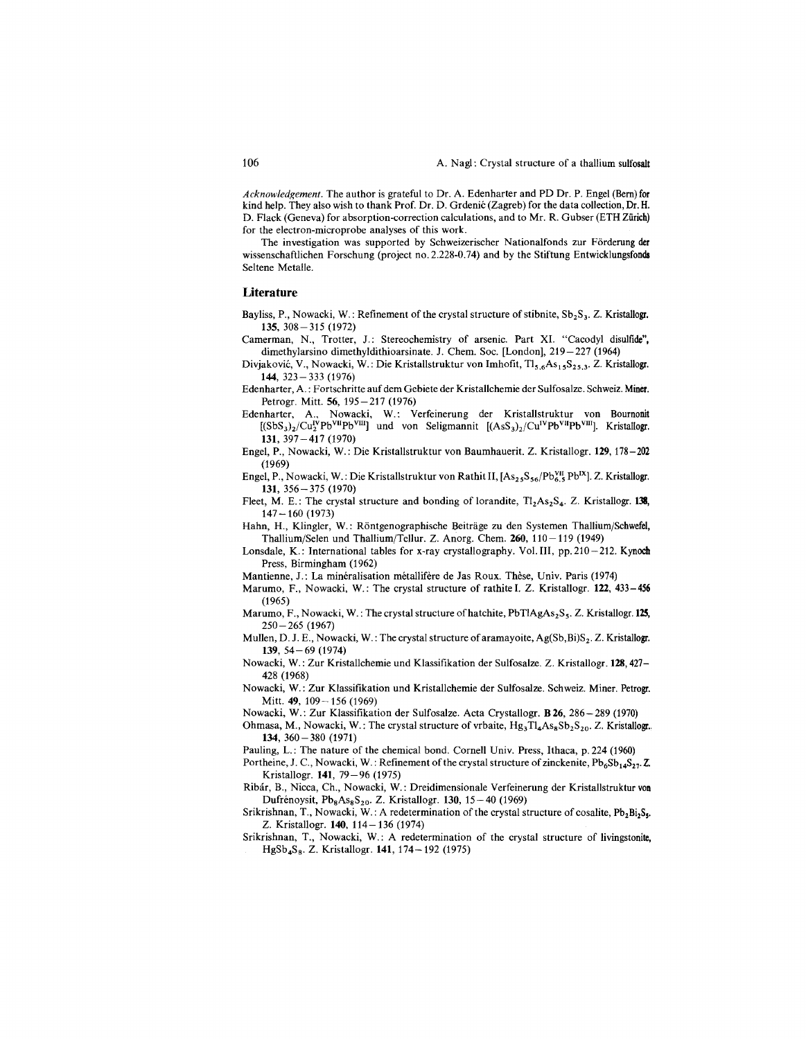*Acknowledgement.* The author is grateful to Dr. A. Edenharter and PD Dr. P. Engel (Bern) for kind help. They also wish to thank Prof. Dr. D. Grdenić (Zagreb) for the data collection, Dr. H. D. Flack (Geneva) for absorption-correction calculations, and to Mr. R. Gubser (ETH Zürich) for the electron-microprobe analyses of this work.

The investigation was supported by Schweizerischer Nationalfonds zur Förderung der wissenschaftlichen Forschung (project no. 2.228-0.74) and by the Stiftung Entwicklungsfonds Seltene Metalle.

## Literature

Bayliss, P., Nowacki, W.: Refinement of the crystal structure of stibnite, $Sb_2S_3$. Z. Kristallogr. **135**, 308–315 (1972)

Camerman, N., Trotter, J.: Stereochemistry of arsenic. Part XI. "Cacodyl disulfide", dimethylarsino dimethyldithioarsinate. J. Chem. Soc. [London], 219–227 (1964)

Divjaković, V., Nowacki, W.: Die Kristallstruktur von Imhofit, $Tl_{5.6}As_{15}S_{25.3}$. Z. Kristallogr. **144**, 323–333 (1976)

Edenharter, A.: Fortschritte auf dem Gebiete der Kristallchemie der Sulfosalze. Schweiz. Miner. Petrogr. Mitt. **56**, 195–217 (1976)

Edenharter, A., Nowacki, W.: Verfeinerung der Kristallstruktur von Bournonit $[(SbS_3)_2/Cu_2^{IV}Pb^{VII}Pb^{VIII}]$ und von Seligmannit $[(AsS_3)_2/Cu^{IV}Pb^{VII}Pb^{VIII}]$. Kristallogr. **131**, 397–417 (1970)

Engel, P., Nowacki, W.: Die Kristallstruktur von Baumhauerit. Z. Kristallogr. **129**, 178–202 (1969)

Engel, P., Nowacki, W.: Die Kristallstruktur von Rathit II, $[As_{25}S_{56}/Pb_{6.5}^{VII}Pb^{IX}]$. Z. Kristallogr. **131**, 356–375 (1970)

Fleet, M. E.: The crystal structure and bonding of lorandite, $Tl_2As_2S_4$. Z. Kristallogr. **138**, 147–160 (1973)

Hahn, H., Klingler, W.: Röntgenographische Beiträge zu den Systemen Thallium/Schwefel, Thallium/Selen und Thallium/Tellur. Z. Anorg. Chem. **260**, 110–119 (1949)

Lonsdale, K.: International tables for x-ray crystallography. Vol. III, pp. 210–212. Kynoch Press, Birmingham (1962)

Mantienne, J.: La minéralisation métallifère de Jas Roux. Thèse, Univ. Paris (1974)

Marumo, F., Nowacki, W.: The crystal structure of rathite I. Z. Kristallogr. **122**, 433–456 (1965)

Marumo, F., Nowacki, W.: The crystal structure of hatchite, $PbTlAgAs_2S_5$. Z. Kristallogr. **125**, 250–265 (1967)

Mullen, D. J. E., Nowacki, W.: The crystal structure of aramayoite, $Ag(Sb,Bi)S_2$. Z. Kristallogr. **139**, 54–69 (1974)

Nowacki, W.: Zur Kristallchemie und Klassifikation der Sulfosalze. Z. Kristallogr. **128**, 427–428 (1968)

Nowacki, W.: Zur Klassifikation und Kristallchemie der Sulfosalze. Schweiz. Miner. Petrogr. Mitt. **49**, 109–156 (1969)

Nowacki, W.: Zur Klassifikation der Sulfosalze. Acta Crystallogr. **B 26**, 286–289 (1970)

Ohmasa, M., Nowacki, W.: The crystal structure of vrbaite, $Hg_3Tl_4As_8Sb_2S_{20}$. Z. Kristallogr. **134**, 360–380 (1971)

Pauling, L.: The nature of the chemical bond. Cornell Univ. Press, Ithaca, p. 224 (1960)

Portheine, J. C., Nowacki, W.: Refinement of the crystal structure of zinckenite, $Pb_6Sb_{14}S_{27}$. Z. Kristallogr. **141**, 79–96 (1975)

Ribár, B., Nicca, Ch., Nowacki, W.: Dreidimensionale Verfeinerung der Kristallstruktur von Dufrénoysit, $Pb_8As_8S_{20}$. Z. Kristallogr. **130**, 15–40 (1969)

Srikrishnan, T., Nowacki, W.: A redetermination of the crystal structure of cosalite, $Pb_2Bi_2S_5$. Z. Kristallogr. **140**, 114–136 (1974)

Srikrishnan, T., Nowacki, W.: A redetermination of the crystal structure of livingstonite, $HgSb_4S_8$. Z. Kristallogr. **141**, 174–192 (1975)